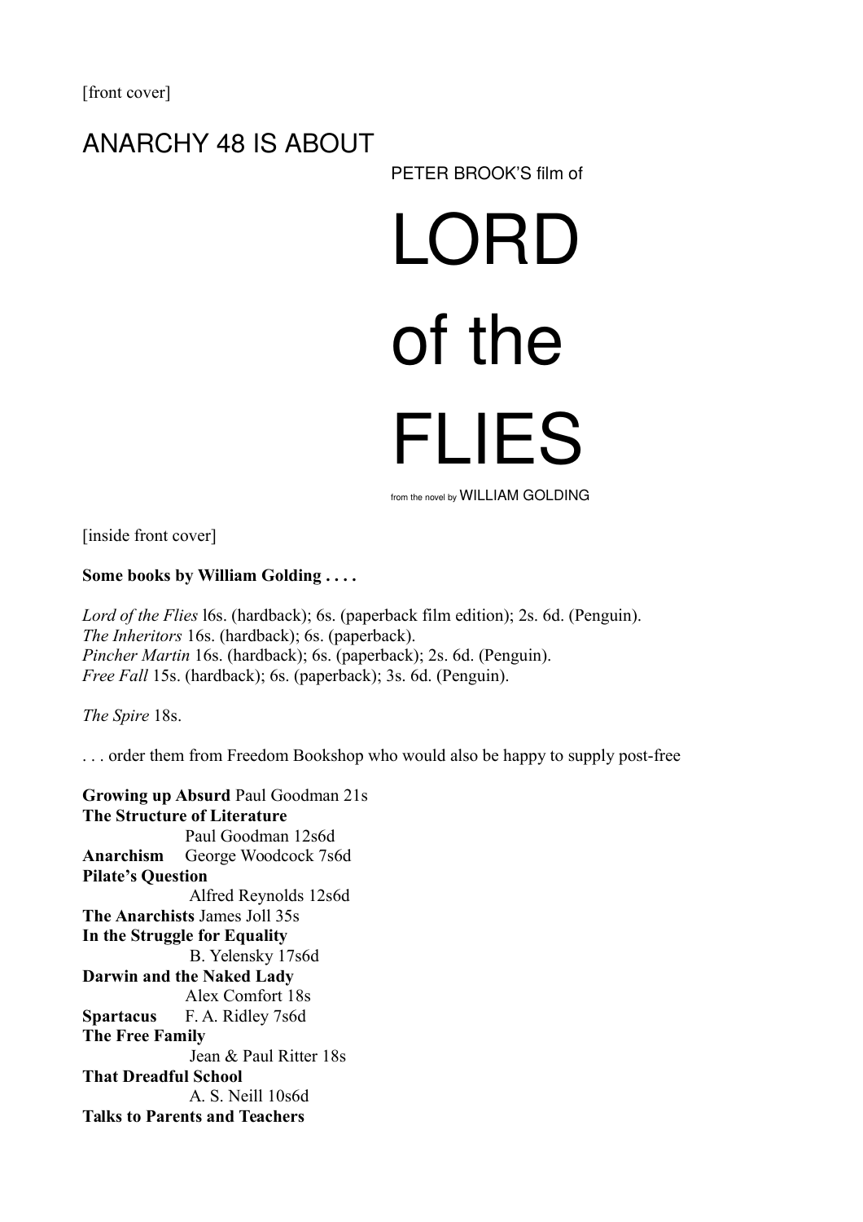[front cover]

# ANARCHY 48 IS ABOUT

PETER BROOK'S film of

# LORD of the FLIES

from the novel by WILLIAM GOLDING

[inside front cover]

**Some books by William Golding . . . .**

*Lord of the Flies* l6s. (hardback); 6s. (paperback film edition); 2s. 6d. (Penguin).
*The Inheritors* 16s. (hardback); 6s. (paperback).
*Pincher Martin* 16s. (hardback); 6s. (paperback); 2s. 6d. (Penguin).
*Free Fall* 15s. (hardback); 6s. (paperback); 3s. 6d. (Penguin).

*The Spire* 18s.

. . . order them from Freedom Bookshop who would also be happy to supply post-free

**Growing up Absurd** Paul Goodman 21s
**The Structure of Literature** Paul Goodman 12s6d
**Anarchism** George Woodcock 7s6d
**Pilate's Question** Alfred Reynolds 12s6d
**The Anarchists** James Joll 35s
**In the Struggle for Equality** B. Yelensky 17s6d
**Darwin and the Naked Lady** Alex Comfort 18s
**Spartacus** F. A. Ridley 7s6d
**The Free Family** Jean & Paul Ritter 18s
**That Dreadful School** A. S. Neill 10s6d
**Talks to Parents and Teachers**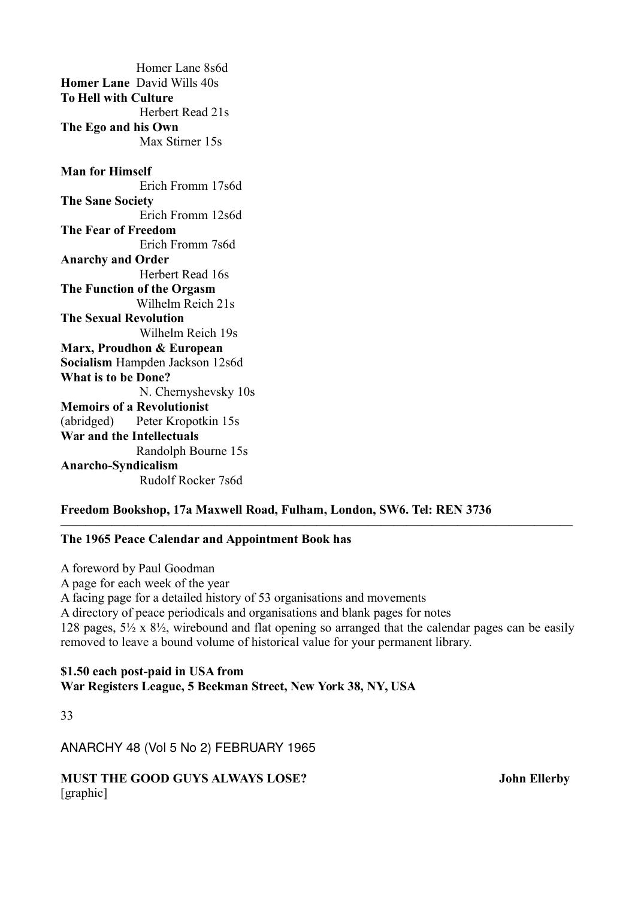Homer Lane 8s6d

**Homer Lane** David Wills 40s

**To Hell with Culture**
Herbert Read 21s

**The Ego and his Own**
Max Stirner 15s

**Man for Himself**
Erich Fromm 17s6d

**The Sane Society**
Erich Fromm 12s6d

**The Fear of Freedom**
Erich Fromm 7s6d

**Anarchy and Order**
Herbert Read 16s

**The Function of the Orgasm**
Wilhelm Reich 21s

**The Sexual Revolution**
Wilhelm Reich 19s

**Marx, Proudhon & European Socialism** Hampden Jackson 12s6d

**What is to be Done?**
N. Chernyshevsky 10s

**Memoirs of a Revolutionist**
(abridged) Peter Kropotkin 15s

**War and the Intellectuals**
Randolph Bourne 15s

**Anarcho-Syndicalism**
Rudolf Rocker 7s6d

**Freedom Bookshop, 17a Maxwell Road, Fulham, London, SW6. Tel: REN 3736**

---

**The 1965 Peace Calendar and Appointment Book has**

A foreword by Paul Goodman
A page for each week of the year
A facing page for a detailed history of 53 organisations and movements
A directory of peace periodicals and organisations and blank pages for notes
128 pages, 5½ x 8½, wirebound and flat opening so arranged that the calendar pages can be easily removed to leave a bound volume of historical value for your permanent library.

**$1.50 each post-paid in USA from**
**War Registers League, 5 Beekman Street, New York 38, NY, USA**

ANARCHY 48 (Vol 5 No 2) FEBRUARY 1965

**MUST THE GOOD GUYS ALWAYS LOSE?** **John Ellerby**

[graphic]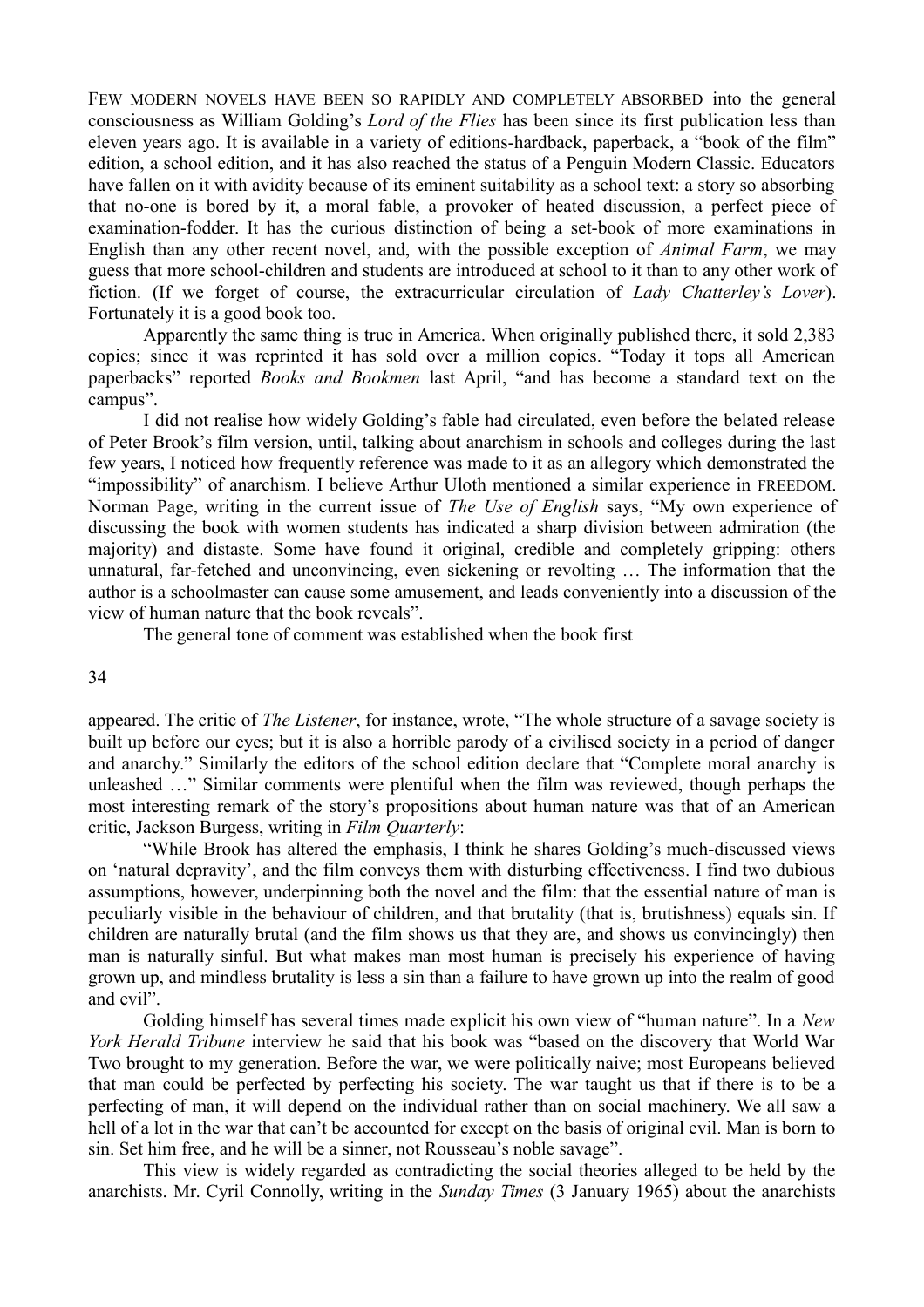FEW MODERN NOVELS HAVE BEEN SO RAPIDLY AND COMPLETELY ABSORBED into the general consciousness as William Golding's *Lord of the Flies* has been since its first publication less than eleven years ago. It is available in a variety of editions-hardback, paperback, a "book of the film" edition, a school edition, and it has also reached the status of a Penguin Modern Classic. Educators have fallen on it with avidity because of its eminent suitability as a school text: a story so absorbing that no-one is bored by it, a moral fable, a provoker of heated discussion, a perfect piece of examination-fodder. It has the curious distinction of being a set-book of more examinations in English than any other recent novel, and, with the possible exception of *Animal Farm*, we may guess that more school-children and students are introduced at school to it than to any other work of fiction. (If we forget of course, the extracurricular circulation of *Lady Chatterley's Lover*). Fortunately it is a good book too.

Apparently the same thing is true in America. When originally published there, it sold 2,383 copies; since it was reprinted it has sold over a million copies. "Today it tops all American paperbacks" reported *Books and Bookmen* last April, "and has become a standard text on the campus".

I did not realise how widely Golding's fable had circulated, even before the belated release of Peter Brook's film version, until, talking about anarchism in schools and colleges during the last few years, I noticed how frequently reference was made to it as an allegory which demonstrated the "impossibility" of anarchism. I believe Arthur Uloth mentioned a similar experience in FREEDOM. Norman Page, writing in the current issue of *The Use of English* says, "My own experience of discussing the book with women students has indicated a sharp division between admiration (the majority) and distaste. Some have found it original, credible and completely gripping: others unnatural, far-fetched and unconvincing, even sickening or revolting … The information that the author is a schoolmaster can cause some amusement, and leads conveniently into a discussion of the view of human nature that the book reveals".

The general tone of comment was established when the book first appeared. The critic of *The Listener*, for instance, wrote, "The whole structure of a savage society is built up before our eyes; but it is also a horrible parody of a civilised society in a period of danger and anarchy." Similarly the editors of the school edition declare that "Complete moral anarchy is unleashed …" Similar comments were plentiful when the film was reviewed, though perhaps the most interesting remark of the story's propositions about human nature was that of an American critic, Jackson Burgess, writing in *Film Quarterly*:

"While Brook has altered the emphasis, I think he shares Golding's much-discussed views on 'natural depravity', and the film conveys them with disturbing effectiveness. I find two dubious assumptions, however, underpinning both the novel and the film: that the essential nature of man is peculiarly visible in the behaviour of children, and that brutality (that is, brutishness) equals sin. If children are naturally brutal (and the film shows us that they are, and shows us convincingly) then man is naturally sinful. But what makes man most human is precisely his experience of having grown up, and mindless brutality is less a sin than a failure to have grown up into the realm of good and evil".

Golding himself has several times made explicit his own view of "human nature". In a *New York Herald Tribune* interview he said that his book was "based on the discovery that World War Two brought to my generation. Before the war, we were politically naive; most Europeans believed that man could be perfected by perfecting his society. The war taught us that if there is to be a perfecting of man, it will depend on the individual rather than on social machinery. We all saw a hell of a lot in the war that can't be accounted for except on the basis of original evil. Man is born to sin. Set him free, and he will be a sinner, not Rousseau's noble savage".

This view is widely regarded as contradicting the social theories alleged to be held by the anarchists. Mr. Cyril Connolly, writing in the *Sunday Times* (3 January 1965) about the anarchists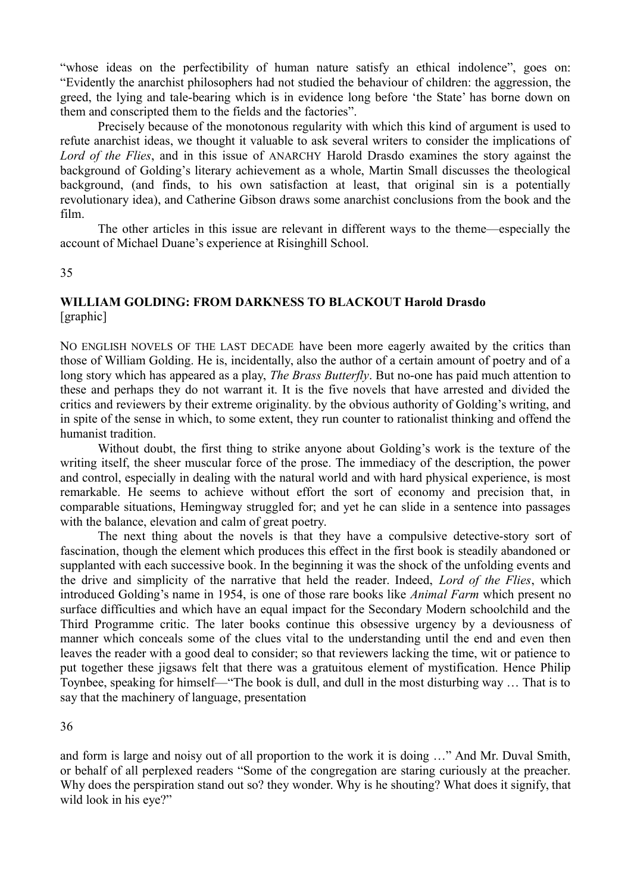"whose ideas on the perfectibility of human nature satisfy an ethical indolence", goes on: "Evidently the anarchist philosophers had not studied the behaviour of children: the aggression, the greed, the lying and tale-bearing which is in evidence long before 'the State' has borne down on them and conscripted them to the fields and the factories".

Precisely because of the monotonous regularity with which this kind of argument is used to refute anarchist ideas, we thought it valuable to ask several writers to consider the implications of *Lord of the Flies*, and in this issue of ANARCHY Harold Drasdo examines the story against the background of Golding's literary achievement as a whole, Martin Small discusses the theological background, (and finds, to his own satisfaction at least, that original sin is a potentially revolutionary idea), and Catherine Gibson draws some anarchist conclusions from the book and the film.

The other articles in this issue are relevant in different ways to the theme—especially the account of Michael Duane's experience at Risinghill School.

## WILLIAM GOLDING: FROM DARKNESS TO BLACKOUT Harold Drasdo

[graphic]

NO ENGLISH NOVELS OF THE LAST DECADE have been more eagerly awaited by the critics than those of William Golding. He is, incidentally, also the author of a certain amount of poetry and of a long story which has appeared as a play, *The Brass Butterfly*. But no-one has paid much attention to these and perhaps they do not warrant it. It is the five novels that have arrested and divided the critics and reviewers by their extreme originality. by the obvious authority of Golding's writing, and in spite of the sense in which, to some extent, they run counter to rationalist thinking and offend the humanist tradition.

Without doubt, the first thing to strike anyone about Golding's work is the texture of the writing itself, the sheer muscular force of the prose. The immediacy of the description, the power and control, especially in dealing with the natural world and with hard physical experience, is most remarkable. He seems to achieve without effort the sort of economy and precision that, in comparable situations, Hemingway struggled for; and yet he can slide in a sentence into passages with the balance, elevation and calm of great poetry.

The next thing about the novels is that they have a compulsive detective-story sort of fascination, though the element which produces this effect in the first book is steadily abandoned or supplanted with each successive book. In the beginning it was the shock of the unfolding events and the drive and simplicity of the narrative that held the reader. Indeed, *Lord of the Flies*, which introduced Golding's name in 1954, is one of those rare books like *Animal Farm* which present no surface difficulties and which have an equal impact for the Secondary Modern schoolchild and the Third Programme critic. The later books continue this obsessive urgency by a deviousness of manner which conceals some of the clues vital to the understanding until the end and even then leaves the reader with a good deal to consider; so that reviewers lacking the time, wit or patience to put together these jigsaws felt that there was a gratuitous element of mystification. Hence Philip Toynbee, speaking for himself—"The book is dull, and dull in the most disturbing way … That is to say that the machinery of language, presentation and form is large and noisy out of all proportion to the work it is doing …" And Mr. Duval Smith, or behalf of all perplexed readers "Some of the congregation are staring curiously at the preacher. Why does the perspiration stand out so? they wonder. Why is he shouting? What does it signify, that wild look in his eye?"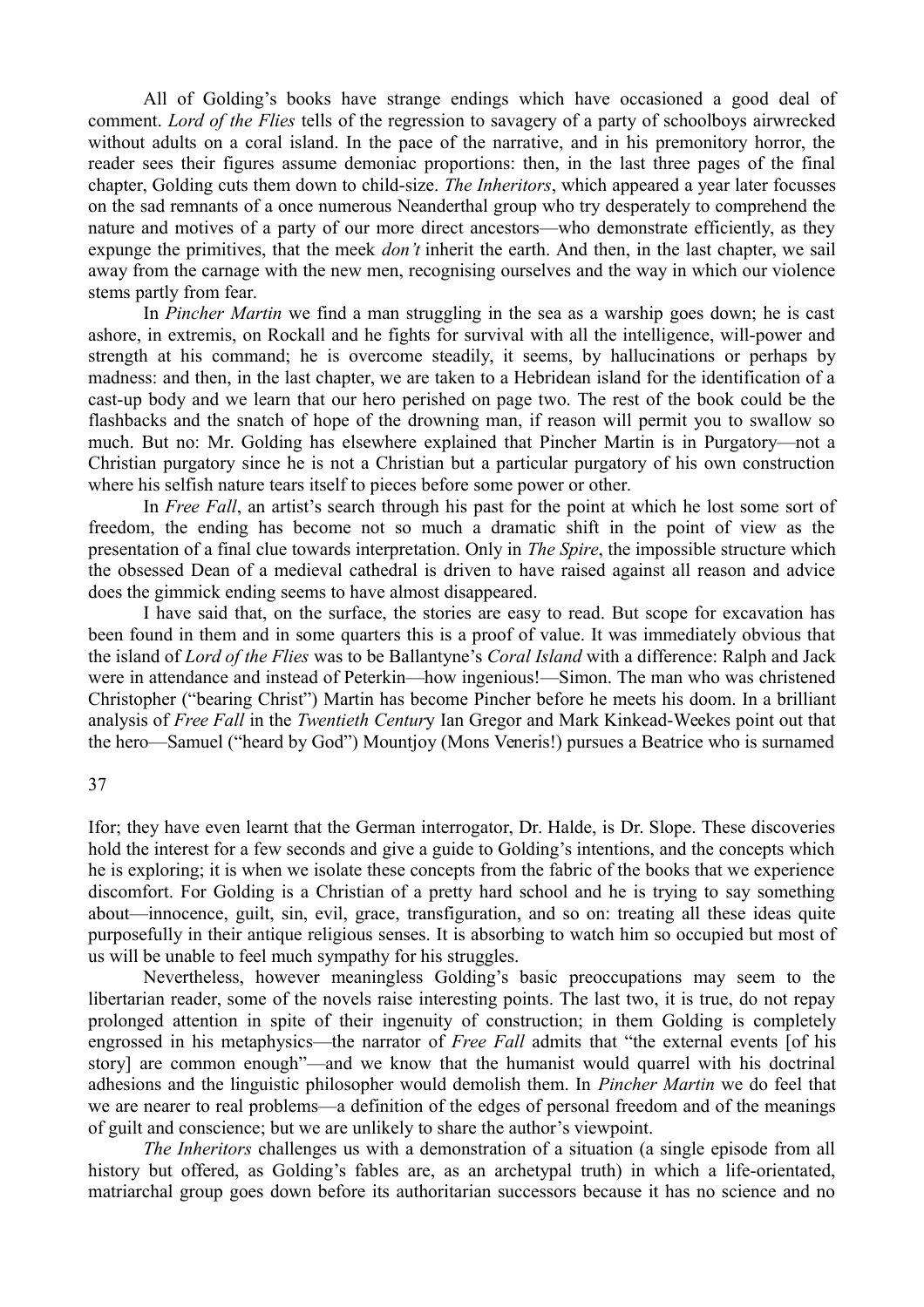All of Golding's books have strange endings which have occasioned a good deal of comment. *Lord of the Flies* tells of the regression to savagery of a party of schoolboys airwrecked without adults on a coral island. In the pace of the narrative, and in his premonitory horror, the reader sees their figures assume demoniac proportions: then, in the last three pages of the final chapter, Golding cuts them down to child-size. *The Inheritors*, which appeared a year later focusses on the sad remnants of a once numerous Neanderthal group who try desperately to comprehend the nature and motives of a party of our more direct ancestors—who demonstrate efficiently, as they expunge the primitives, that the meek *don't* inherit the earth. And then, in the last chapter, we sail away from the carnage with the new men, recognising ourselves and the way in which our violence stems partly from fear.

In *Pincher Martin* we find a man struggling in the sea as a warship goes down; he is cast ashore, in extremis, on Rockall and he fights for survival with all the intelligence, will-power and strength at his command; he is overcome steadily, it seems, by hallucinations or perhaps by madness: and then, in the last chapter, we are taken to a Hebridean island for the identification of a cast-up body and we learn that our hero perished on page two. The rest of the book could be the flashbacks and the snatch of hope of the drowning man, if reason will permit you to swallow so much. But no: Mr. Golding has elsewhere explained that Pincher Martin is in Purgatory—not a Christian purgatory since he is not a Christian but a particular purgatory of his own construction where his selfish nature tears itself to pieces before some power or other.

In *Free Fall*, an artist's search through his past for the point at which he lost some sort of freedom, the ending has become not so much a dramatic shift in the point of view as the presentation of a final clue towards interpretation. Only in *The Spire*, the impossible structure which the obsessed Dean of a medieval cathedral is driven to have raised against all reason and advice does the gimmick ending seems to have almost disappeared.

I have said that, on the surface, the stories are easy to read. But scope for excavation has been found in them and in some quarters this is a proof of value. It was immediately obvious that the island of *Lord of the Flies* was to be Ballantyne's *Coral Island* with a difference: Ralph and Jack were in attendance and instead of Peterkin—how ingenious!—Simon. The man who was christened Christopher ("bearing Christ") Martin has become Pincher before he meets his doom. In a brilliant analysis of *Free Fall* in the *Twentieth Century* Ian Gregor and Mark Kinkead-Weekes point out that the hero—Samuel ("heard by God") Mountjoy (Mons Veneris!) pursues a Beatrice who is surnamed Ifor; they have even learnt that the German interrogator, Dr. Halde, is Dr. Slope. These discoveries hold the interest for a few seconds and give a guide to Golding's intentions, and the concepts which he is exploring; it is when we isolate these concepts from the fabric of the books that we experience discomfort. For Golding is a Christian of a pretty hard school and he is trying to say something about—innocence, guilt, sin, evil, grace, transfiguration, and so on: treating all these ideas quite purposefully in their antique religious senses. It is absorbing to watch him so occupied but most of us will be unable to feel much sympathy for his struggles.

Nevertheless, however meaningless Golding's basic preoccupations may seem to the libertarian reader, some of the novels raise interesting points. The last two, it is true, do not repay prolonged attention in spite of their ingenuity of construction; in them Golding is completely engrossed in his metaphysics—the narrator of *Free Fall* admits that "the external events [of his story] are common enough"—and we know that the humanist would quarrel with his doctrinal adhesions and the linguistic philosopher would demolish them. In *Pincher Martin* we do feel that we are nearer to real problems—a definition of the edges of personal freedom and of the meanings of guilt and conscience; but we are unlikely to share the author's viewpoint.

*The Inheritors* challenges us with a demonstration of a situation (a single episode from all history but offered, as Golding's fables are, as an archetypal truth) in which a life-orientated, matriarchal group goes down before its authoritarian successors because it has no science and no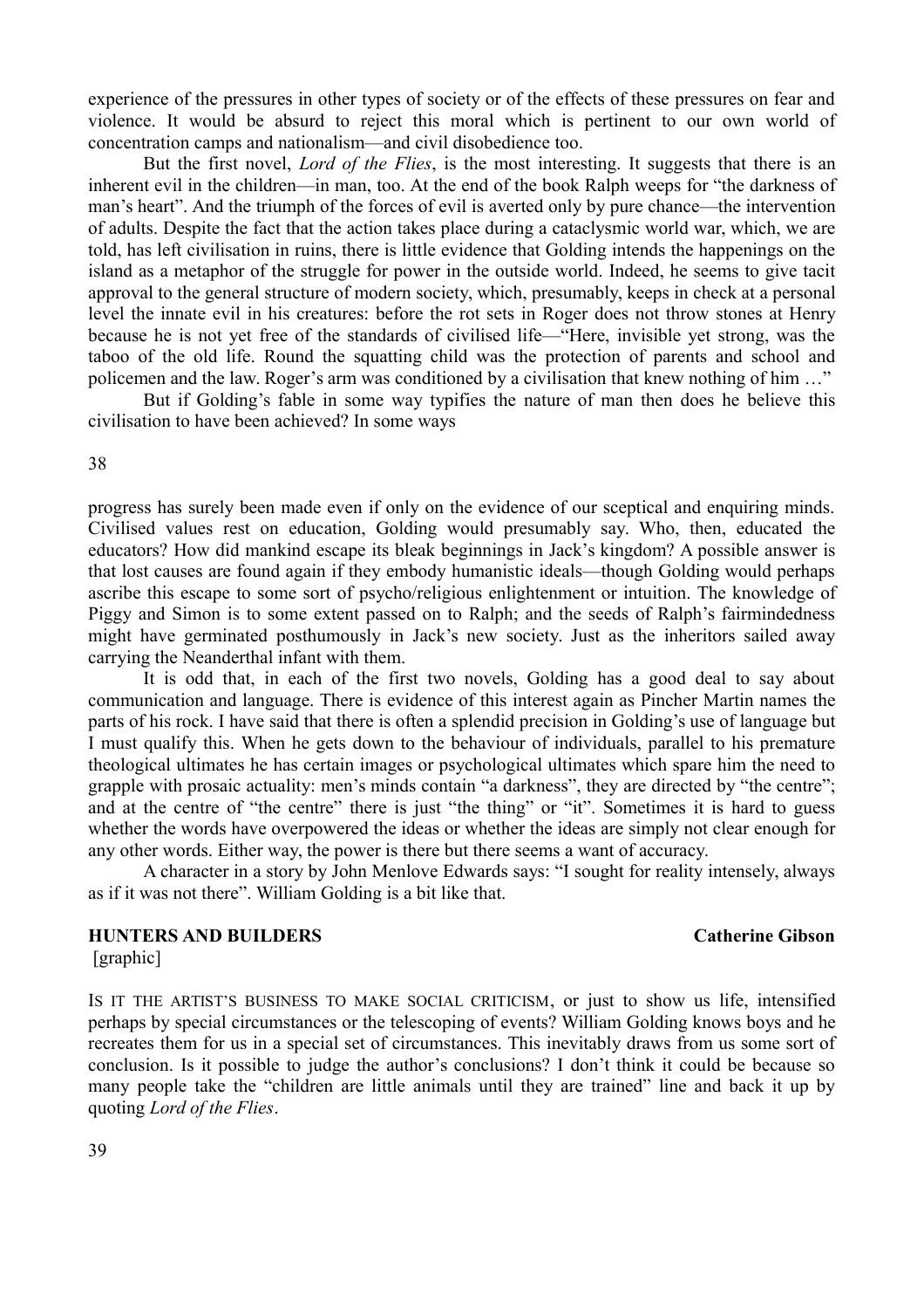experience of the pressures in other types of society or of the effects of these pressures on fear and violence. It would be absurd to reject this moral which is pertinent to our own world of concentration camps and nationalism—and civil disobedience too.

But the first novel, *Lord of the Flies*, is the most interesting. It suggests that there is an inherent evil in the children—in man, too. At the end of the book Ralph weeps for "the darkness of man's heart". And the triumph of the forces of evil is averted only by pure chance—the intervention of adults. Despite the fact that the action takes place during a cataclysmic world war, which, we are told, has left civilisation in ruins, there is little evidence that Golding intends the happenings on the island as a metaphor of the struggle for power in the outside world. Indeed, he seems to give tacit approval to the general structure of modern society, which, presumably, keeps in check at a personal level the innate evil in his creatures: before the rot sets in Roger does not throw stones at Henry because he is not yet free of the standards of civilised life—"Here, invisible yet strong, was the taboo of the old life. Round the squatting child was the protection of parents and school and policemen and the law. Roger's arm was conditioned by a civilisation that knew nothing of him …"

But if Golding's fable in some way typifies the nature of man then does he believe this civilisation to have been achieved? In some ways progress has surely been made even if only on the evidence of our sceptical and enquiring minds. Civilised values rest on education, Golding would presumably say. Who, then, educated the educators? How did mankind escape its bleak beginnings in Jack's kingdom? A possible answer is that lost causes are found again if they embody humanistic ideals—though Golding would perhaps ascribe this escape to some sort of psycho/religious enlightenment or intuition. The knowledge of Piggy and Simon is to some extent passed on to Ralph; and the seeds of Ralph's fairmindedness might have germinated posthumously in Jack's new society. Just as the inheritors sailed away carrying the Neanderthal infant with them.

It is odd that, in each of the first two novels, Golding has a good deal to say about communication and language. There is evidence of this interest again as Pincher Martin names the parts of his rock. I have said that there is often a splendid precision in Golding's use of language but I must qualify this. When he gets down to the behaviour of individuals, parallel to his premature theological ultimates he has certain images or psychological ultimates which spare him the need to grapple with prosaic actuality: men's minds contain "a darkness", they are directed by "the centre"; and at the centre of "the centre" there is just "the thing" or "it". Sometimes it is hard to guess whether the words have overpowered the ideas or whether the ideas are simply not clear enough for any other words. Either way, the power is there but there seems a want of accuracy.

A character in a story by John Menlove Edwards says: "I sought for reality intensely, always as if it was not there". William Golding is a bit like that.

## HUNTERS AND BUILDERS

**Catherine Gibson**

[graphic]

IS IT THE ARTIST'S BUSINESS TO MAKE SOCIAL CRITICISM, or just to show us life, intensified perhaps by special circumstances or the telescoping of events? William Golding knows boys and he recreates them for us in a special set of circumstances. This inevitably draws from us some sort of conclusion. Is it possible to judge the author's conclusions? I don't think it could be because so many people take the "children are little animals until they are trained" line and back it up by quoting *Lord of the Flies*.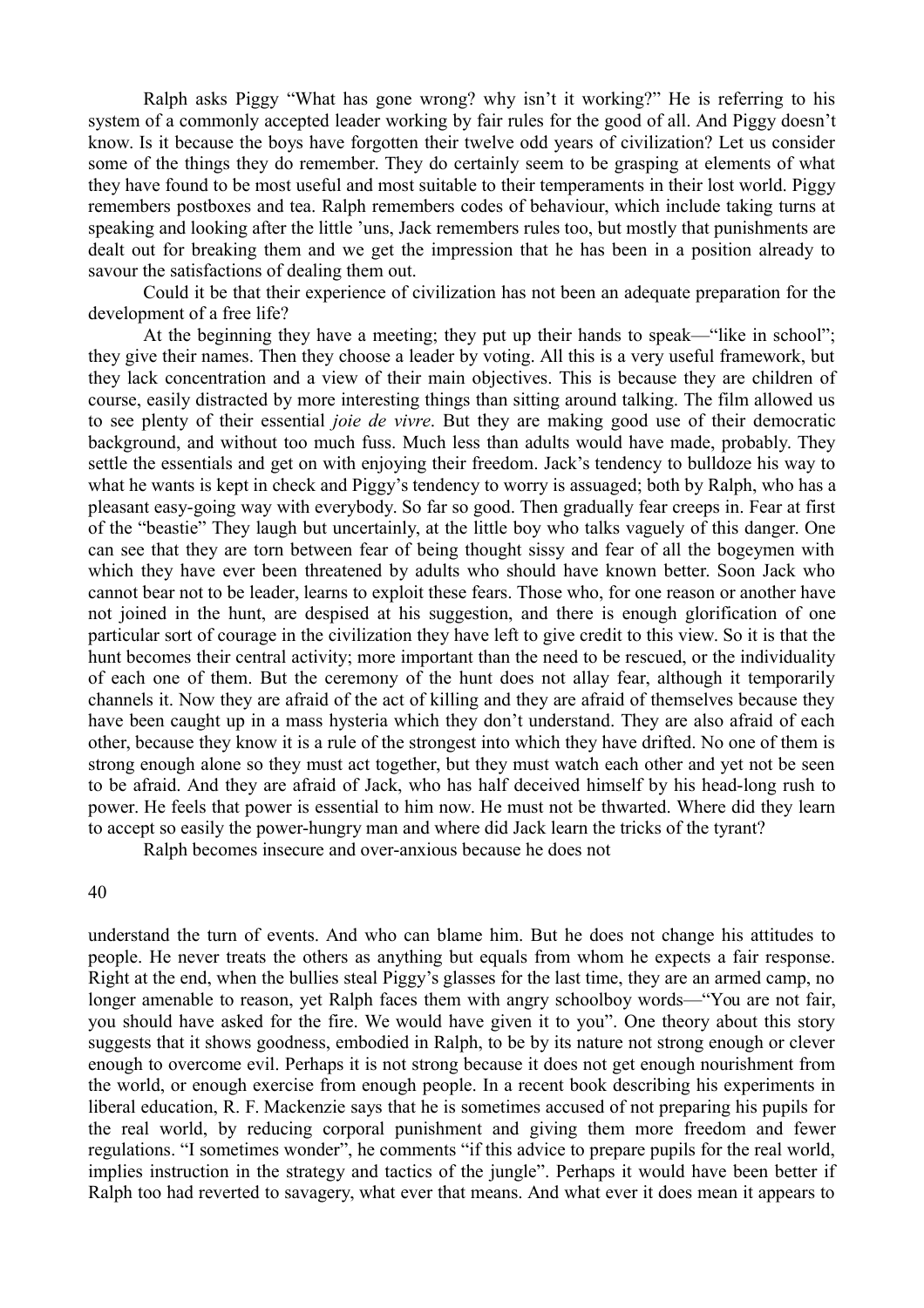Ralph asks Piggy “What has gone wrong? why isn’t it working?” He is referring to his system of a commonly accepted leader working by fair rules for the good of all. And Piggy doesn’t know. Is it because the boys have forgotten their twelve odd years of civilization? Let us consider some of the things they do remember. They do certainly seem to be grasping at elements of what they have found to be most useful and most suitable to their temperaments in their lost world. Piggy remembers postboxes and tea. Ralph remembers codes of behaviour, which include taking turns at speaking and looking after the little ’uns, Jack remembers rules too, but mostly that punishments are dealt out for breaking them and we get the impression that he has been in a position already to savour the satisfactions of dealing them out.

Could it be that their experience of civilization has not been an adequate preparation for the development of a free life?

At the beginning they have a meeting; they put up their hands to speak—“like in school”; they give their names. Then they choose a leader by voting. All this is a very useful framework, but they lack concentration and a view of their main objectives. This is because they are children of course, easily distracted by more interesting things than sitting around talking. The film allowed us to see plenty of their essential *joie de vivre*. But they are making good use of their democratic background, and without too much fuss. Much less than adults would have made, probably. They settle the essentials and get on with enjoying their freedom. Jack’s tendency to bulldoze his way to what he wants is kept in check and Piggy’s tendency to worry is assuaged; both by Ralph, who has a pleasant easy-going way with everybody. So far so good. Then gradually fear creeps in. Fear at first of the “beastie” They laugh but uncertainly, at the little boy who talks vaguely of this danger. One can see that they are torn between fear of being thought sissy and fear of all the bogeymen with which they have ever been threatened by adults who should have known better. Soon Jack who cannot bear not to be leader, learns to exploit these fears. Those who, for one reason or another have not joined in the hunt, are despised at his suggestion, and there is enough glorification of one particular sort of courage in the civilization they have left to give credit to this view. So it is that the hunt becomes their central activity; more important than the need to be rescued, or the individuality of each one of them. But the ceremony of the hunt does not allay fear, although it temporarily channels it. Now they are afraid of the act of killing and they are afraid of themselves because they have been caught up in a mass hysteria which they don’t understand. They are also afraid of each other, because they know it is a rule of the strongest into which they have drifted. No one of them is strong enough alone so they must act together, but they must watch each other and yet not be seen to be afraid. And they are afraid of Jack, who has half deceived himself by his head-long rush to power. He feels that power is essential to him now. He must not be thwarted. Where did they learn to accept so easily the power-hungry man and where did Jack learn the tricks of the tyrant?

Ralph becomes insecure and over-anxious because he does not understand the turn of events. And who can blame him. But he does not change his attitudes to people. He never treats the others as anything but equals from whom he expects a fair response. Right at the end, when the bullies steal Piggy’s glasses for the last time, they are an armed camp, no longer amenable to reason, yet Ralph faces them with angry schoolboy words—“You are not fair, you should have asked for the fire. We would have given it to you”. One theory about this story suggests that it shows goodness, embodied in Ralph, to be by its nature not strong enough or clever enough to overcome evil. Perhaps it is not strong because it does not get enough nourishment from the world, or enough exercise from enough people. In a recent book describing his experiments in liberal education, R. F. Mackenzie says that he is sometimes accused of not preparing his pupils for the real world, by reducing corporal punishment and giving them more freedom and fewer regulations. “I sometimes wonder”, he comments “if this advice to prepare pupils for the real world, implies instruction in the strategy and tactics of the jungle”. Perhaps it would have been better if Ralph too had reverted to savagery, what ever that means. And what ever it does mean it appears to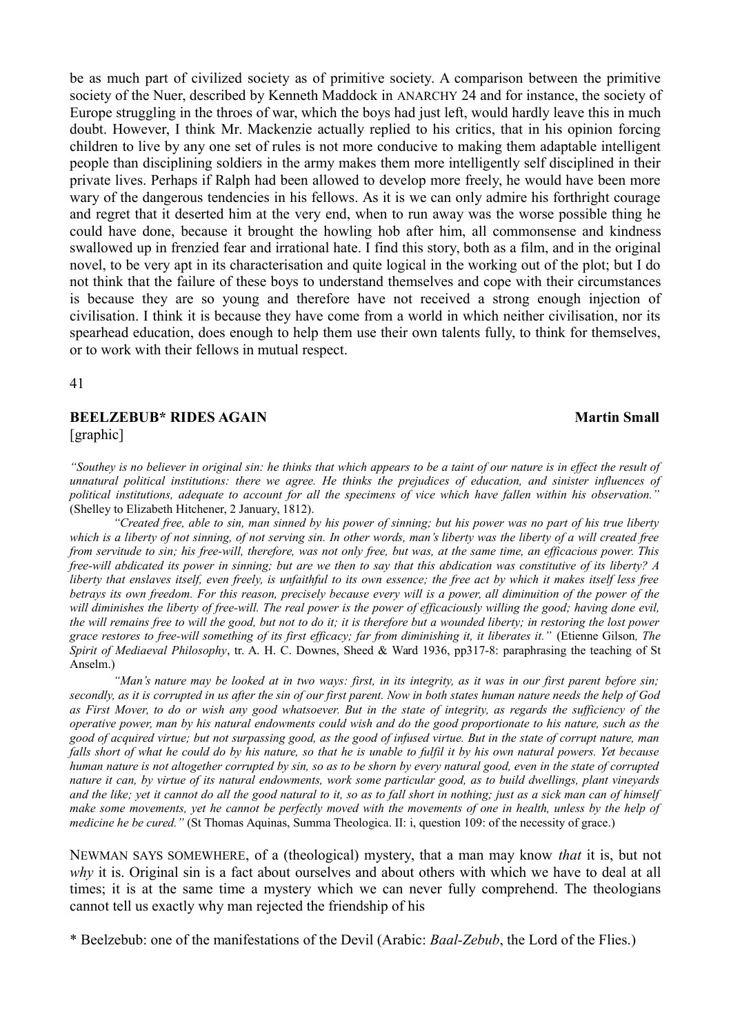be as much part of civilized society as of primitive society. A comparison between the primitive society of the Nuer, described by Kenneth Maddock in ANARCHY 24 and for instance, the society of Europe struggling in the throes of war, which the boys had just left, would hardly leave this in much doubt. However, I think Mr. Mackenzie actually replied to his critics, that in his opinion forcing children to live by any one set of rules is not more conducive to making them adaptable intelligent people than disciplining soldiers in the army makes them more intelligently self disciplined in their private lives. Perhaps if Ralph had been allowed to develop more freely, he would have been more wary of the dangerous tendencies in his fellows. As it is we can only admire his forthright courage and regret that it deserted him at the very end, when to run away was the worse possible thing he could have done, because it brought the howling hob after him, all commonsense and kindness swallowed up in frenzied fear and irrational hate. I find this story, both as a film, and in the original novel, to be very apt in its characterisation and quite logical in the working out of the plot; but I do not think that the failure of these boys to understand themselves and cope with their circumstances is because they are so young and therefore have not received a strong enough injection of civilisation. I think it is because they have come from a world in which neither civilisation, nor its spearhead education, does enough to help them use their own talents fully, to think for themselves, or to work with their fellows in mutual respect.

## BEELZEBUB* RIDES AGAIN

**Martin Small**

[graphic]

*"Southey is no believer in original sin: he thinks that which appears to be a taint of our nature is in effect the result of unnatural political institutions: there we agree. He thinks the prejudices of education, and sinister influences of political institutions, adequate to account for all the specimens of vice which have fallen within his observation."* (Shelley to Elizabeth Hitchener, 2 January, 1812).

*"Created free, able to sin, man sinned by his power of sinning; but his power was no part of his true liberty which is a liberty of not sinning, of not serving sin. In other words, man's liberty was the liberty of a will created free from servitude to sin; his free-will, therefore, was not only free, but was, at the same time, an efficacious power. This free-will abdicated its power in sinning; but are we then to say that this abdication was constitutive of its liberty? A liberty that enslaves itself, even freely, is unfaithful to its own essence; the free act by which it makes itself less free betrays its own freedom. For this reason, precisely because every will is a power, all diminuition of the power of the will diminishes the liberty of free-will. The real power is the power of efficaciously willing the good; having done evil, the will remains free to will the good, but not to do it; it is therefore but a wounded liberty; in restoring the lost power grace restores to free-will something of its first efficacy; far from diminishing it, it liberates it."* (Etienne Gilson, *The Spirit of Mediaeval Philosophy*, tr. A. H. C. Downes, Sheed & Ward 1936, pp317-8: paraphrasing the teaching of St Anselm.)

*"Man's nature may be looked at in two ways: first, in its integrity, as it was in our first parent before sin; secondly, as it is corrupted in us after the sin of our first parent. Now in both states human nature needs the help of God as First Mover, to do or wish any good whatsoever. But in the state of integrity, as regards the sufficiency of the operative power, man by his natural endowments could wish and do the good proportionate to his nature, such as the good of acquired virtue; but not surpassing good, as the good of infused virtue. But in the state of corrupt nature, man falls short of what he could do by his nature, so that he is unable to fulfil it by his own natural powers. Yet because human nature is not altogether corrupted by sin, so as to be shorn by every natural good, even in the state of corrupted nature it can, by virtue of its natural endowments, work some particular good, as to build dwellings, plant vineyards and the like; yet it cannot do all the good natural to it, so as to fall short in nothing; just as a sick man can of himself make some movements, yet he cannot be perfectly moved with the movements of one in health, unless by the help of medicine he be cured."* (St Thomas Aquinas, Summa Theologica. II: i, question 109: of the necessity of grace.)

NEWMAN SAYS SOMEWHERE, of a (theological) mystery, that a man may know *that* it is, but not *why* it is. Original sin is a fact about ourselves and about others with which we have to deal at all times; it is at the same time a mystery which we can never fully comprehend. The theologians cannot tell us exactly why man rejected the friendship of his

\* Beelzebub: one of the manifestations of the Devil (Arabic: *Baal-Zebub*, the Lord of the Flies.)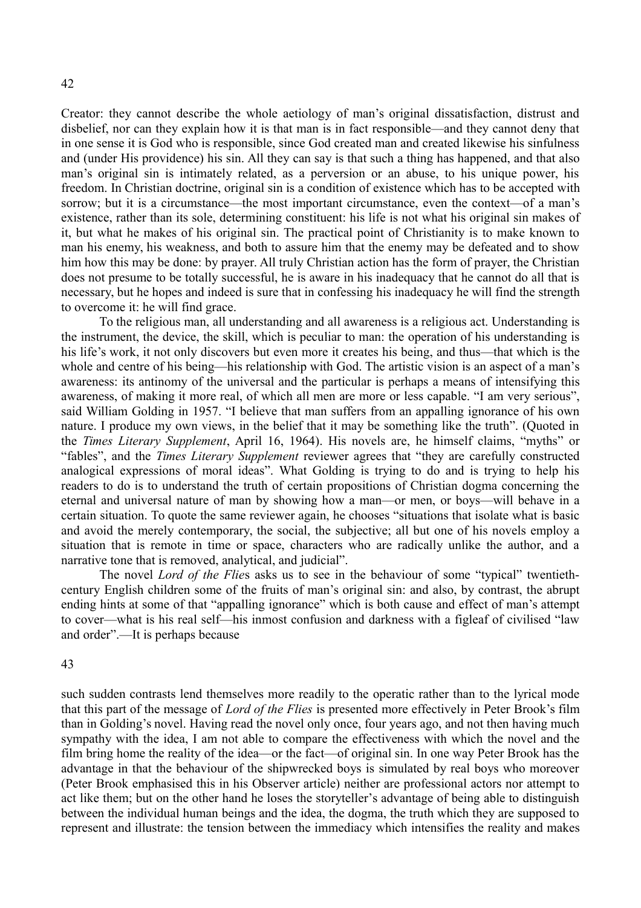Creator: they cannot describe the whole aetiology of man's original dissatisfaction, distrust and disbelief, nor can they explain how it is that man is in fact responsible—and they cannot deny that in one sense it is God who is responsible, since God created man and created likewise his sinfulness and (under His providence) his sin. All they can say is that such a thing has happened, and that also man's original sin is intimately related, as a perversion or an abuse, to his unique power, his freedom. In Christian doctrine, original sin is a condition of existence which has to be accepted with sorrow; but it is a circumstance—the most important circumstance, even the context—of a man's existence, rather than its sole, determining constituent: his life is not what his original sin makes of it, but what he makes of his original sin. The practical point of Christianity is to make known to man his enemy, his weakness, and both to assure him that the enemy may be defeated and to show him how this may be done: by prayer. All truly Christian action has the form of prayer, the Christian does not presume to be totally successful, he is aware in his inadequacy that he cannot do all that is necessary, but he hopes and indeed is sure that in confessing his inadequacy he will find the strength to overcome it: he will find grace.

To the religious man, all understanding and all awareness is a religious act. Understanding is the instrument, the device, the skill, which is peculiar to man: the operation of his understanding is his life's work, it not only discovers but even more it creates his being, and thus—that which is the whole and centre of his being—his relationship with God. The artistic vision is an aspect of a man's awareness: its antinomy of the universal and the particular is perhaps a means of intensifying this awareness, of making it more real, of which all men are more or less capable. "I am very serious", said William Golding in 1957. "I believe that man suffers from an appalling ignorance of his own nature. I produce my own views, in the belief that it may be something like the truth". (Quoted in the *Times Literary Supplement*, April 16, 1964). His novels are, he himself claims, "myths" or "fables", and the *Times Literary Supplement* reviewer agrees that "they are carefully constructed analogical expressions of moral ideas". What Golding is trying to do and is trying to help his readers to do is to understand the truth of certain propositions of Christian dogma concerning the eternal and universal nature of man by showing how a man—or men, or boys—will behave in a certain situation. To quote the same reviewer again, he chooses "situations that isolate what is basic and avoid the merely contemporary, the social, the subjective; all but one of his novels employ a situation that is remote in time or space, characters who are radically unlike the author, and a narrative tone that is removed, analytical, and judicial".

The novel *Lord of the Flies* asks us to see in the behaviour of some "typical" twentieth-century English children some of the fruits of man's original sin: and also, by contrast, the abrupt ending hints at some of that "appalling ignorance" which is both cause and effect of man's attempt to cover—what is his real self—his inmost confusion and darkness with a figleaf of civilised "law and order".—It is perhaps because such sudden contrasts lend themselves more readily to the operatic rather than to the lyrical mode that this part of the message of *Lord of the Flies* is presented more effectively in Peter Brook's film than in Golding's novel. Having read the novel only once, four years ago, and not then having much sympathy with the idea, I am not able to compare the effectiveness with which the novel and the film bring home the reality of the idea—or the fact—of original sin. In one way Peter Brook has the advantage in that the behaviour of the shipwrecked boys is simulated by real boys who moreover (Peter Brook emphasised this in his Observer article) neither are professional actors nor attempt to act like them; but on the other hand he loses the storyteller's advantage of being able to distinguish between the individual human beings and the idea, the dogma, the truth which they are supposed to represent and illustrate: the tension between the immediacy which intensifies the reality and makes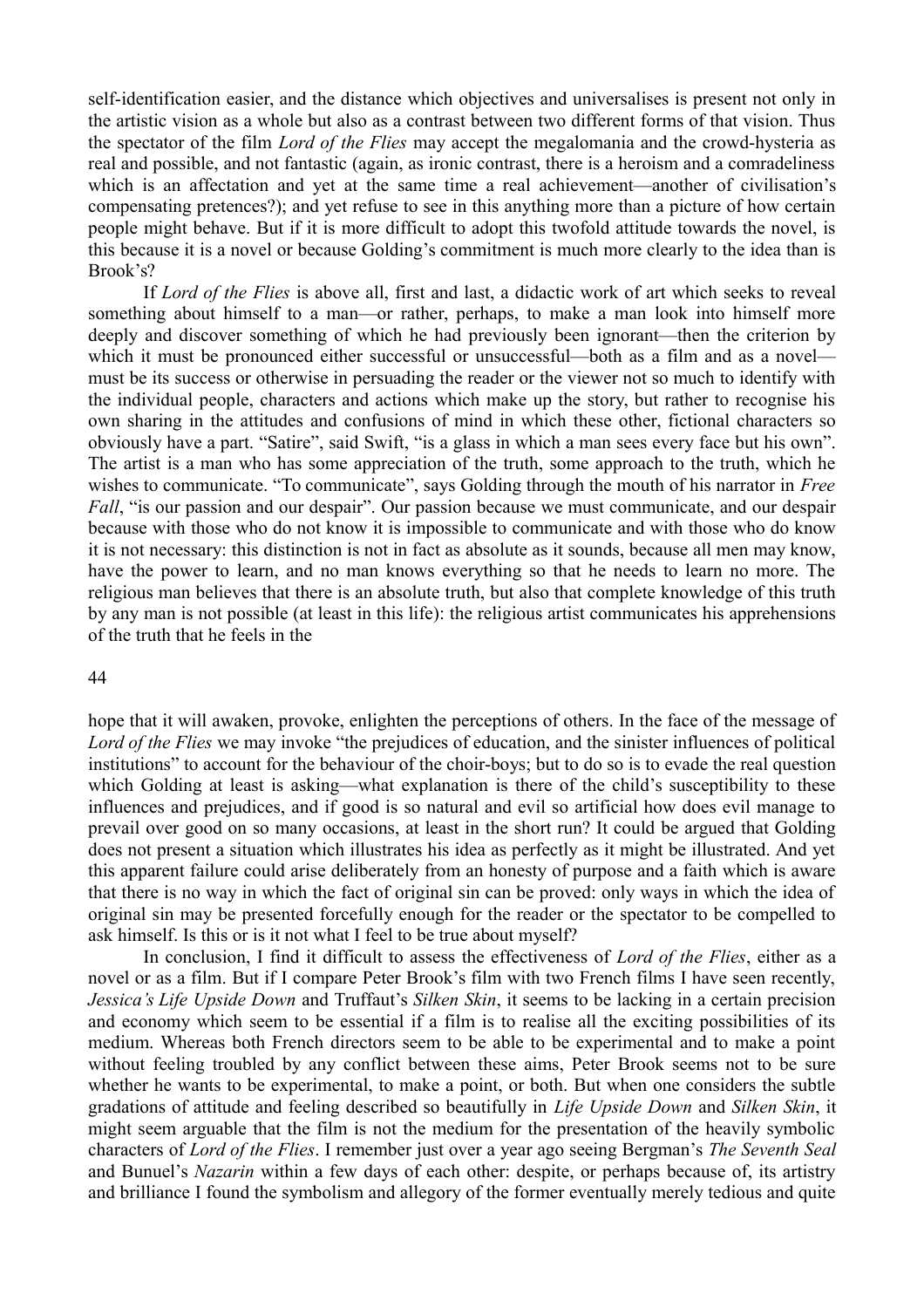self-identification easier, and the distance which objectives and universalises is present not only in the artistic vision as a whole but also as a contrast between two different forms of that vision. Thus the spectator of the film *Lord of the Flies* may accept the megalomania and the crowd-hysteria as real and possible, and not fantastic (again, as ironic contrast, there is a heroism and a comradeliness which is an affectation and yet at the same time a real achievement—another of civilisation's compensating pretences?); and yet refuse to see in this anything more than a picture of how certain people might behave. But if it is more difficult to adopt this twofold attitude towards the novel, is this because it is a novel or because Golding's commitment is much more clearly to the idea than is Brook's?

If *Lord of the Flies* is above all, first and last, a didactic work of art which seeks to reveal something about himself to a man—or rather, perhaps, to make a man look into himself more deeply and discover something of which he had previously been ignorant—then the criterion by which it must be pronounced either successful or unsuccessful—both as a film and as a novel—must be its success or otherwise in persuading the reader or the viewer not so much to identify with the individual people, characters and actions which make up the story, but rather to recognise his own sharing in the attitudes and confusions of mind in which these other, fictional characters so obviously have a part. "Satire", said Swift, "is a glass in which a man sees every face but his own". The artist is a man who has some appreciation of the truth, some approach to the truth, which he wishes to communicate. "To communicate", says Golding through the mouth of his narrator in *Free Fall*, "is our passion and our despair". Our passion because we must communicate, and our despair because with those who do not know it is impossible to communicate and with those who do know it is not necessary: this distinction is not in fact as absolute as it sounds, because all men may know, have the power to learn, and no man knows everything so that he needs to learn no more. The religious man believes that there is an absolute truth, but also that complete knowledge of this truth by any man is not possible (at least in this life): the religious artist communicates his apprehensions of the truth that he feels in the hope that it will awaken, provoke, enlighten the perceptions of others. In the face of the message of *Lord of the Flies* we may invoke "the prejudices of education, and the sinister influences of political institutions" to account for the behaviour of the choir-boys; but to do so is to evade the real question which Golding at least is asking—what explanation is there of the child's susceptibility to these influences and prejudices, and if good is so natural and evil so artificial how does evil manage to prevail over good on so many occasions, at least in the short run? It could be argued that Golding does not present a situation which illustrates his idea as perfectly as it might be illustrated. And yet this apparent failure could arise deliberately from an honesty of purpose and a faith which is aware that there is no way in which the fact of original sin can be proved: only ways in which the idea of original sin may be presented forcefully enough for the reader or the spectator to be compelled to ask himself. Is this or is it not what I feel to be true about myself?

In conclusion, I find it difficult to assess the effectiveness of *Lord of the Flies*, either as a novel or as a film. But if I compare Peter Brook's film with two French films I have seen recently, *Jessica's Life Upside Down* and Truffaut's *Silken Skin*, it seems to be lacking in a certain precision and economy which seem to be essential if a film is to realise all the exciting possibilities of its medium. Whereas both French directors seem to be able to be experimental and to make a point without feeling troubled by any conflict between these aims, Peter Brook seems not to be sure whether he wants to be experimental, to make a point, or both. But when one considers the subtle gradations of attitude and feeling described so beautifully in *Life Upside Down* and *Silken Skin*, it might seem arguable that the film is not the medium for the presentation of the heavily symbolic characters of *Lord of the Flies*. I remember just over a year ago seeing Bergman's *The Seventh Seal* and Bunuel's *Nazarin* within a few days of each other: despite, or perhaps because of, its artistry and brilliance I found the symbolism and allegory of the former eventually merely tedious and quite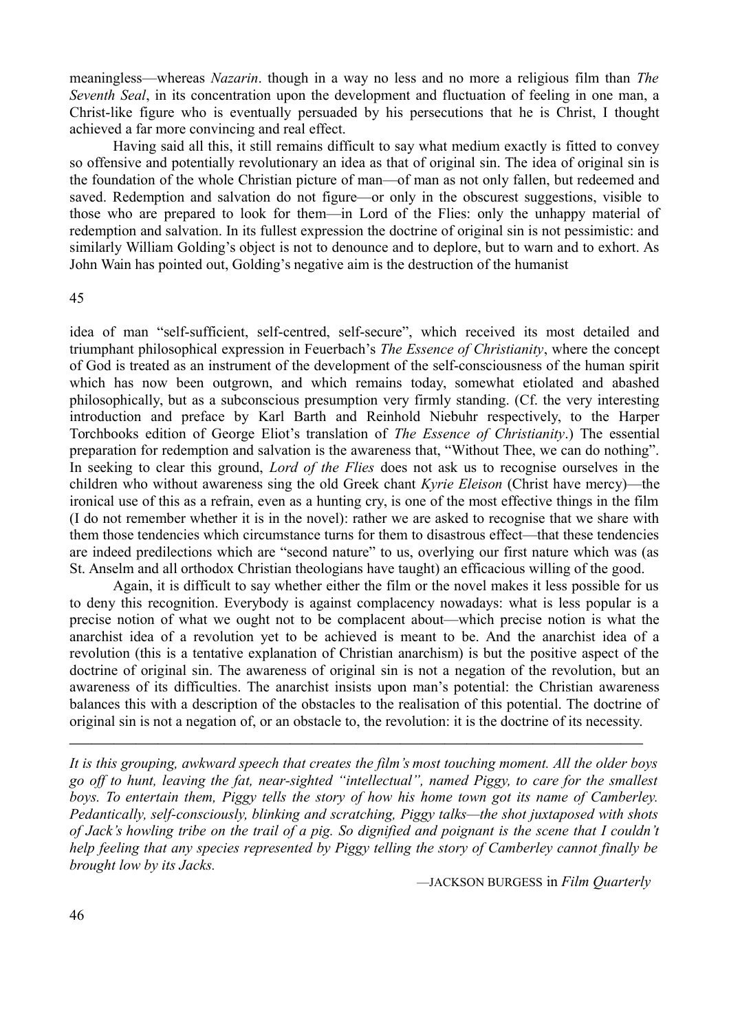meaningless—whereas *Nazarin*. though in a way no less and no more a religious film than *The Seventh Seal*, in its concentration upon the development and fluctuation of feeling in one man, a Christ-like figure who is eventually persuaded by his persecutions that he is Christ, I thought achieved a far more convincing and real effect.

Having said all this, it still remains difficult to say what medium exactly is fitted to convey so offensive and potentially revolutionary an idea as that of original sin. The idea of original sin is the foundation of the whole Christian picture of man—of man as not only fallen, but redeemed and saved. Redemption and salvation do not figure—or only in the obscurest suggestions, visible to those who are prepared to look for them—in Lord of the Flies: only the unhappy material of redemption and salvation. In its fullest expression the doctrine of original sin is not pessimistic: and similarly William Golding's object is not to denounce and to deplore, but to warn and to exhort. As John Wain has pointed out, Golding's negative aim is the destruction of the humanist idea of man "self-sufficient, self-centred, self-secure", which received its most detailed and triumphant philosophical expression in Feuerbach's *The Essence of Christianity*, where the concept of God is treated as an instrument of the development of the self-consciousness of the human spirit which has now been outgrown, and which remains today, somewhat etiolated and abashed philosophically, but as a subconscious presumption very firmly standing. (Cf. the very interesting introduction and preface by Karl Barth and Reinhold Niebuhr respectively, to the Harper Torchbooks edition of George Eliot's translation of *The Essence of Christianity*.) The essential preparation for redemption and salvation is the awareness that, "Without Thee, we can do nothing". In seeking to clear this ground, *Lord of the Flies* does not ask us to recognise ourselves in the children who without awareness sing the old Greek chant *Kyrie Eleison* (Christ have mercy)—the ironical use of this as a refrain, even as a hunting cry, is one of the most effective things in the film (I do not remember whether it is in the novel): rather we are asked to recognise that we share with them those tendencies which circumstance turns for them to disastrous effect—that these tendencies are indeed predilections which are "second nature" to us, overlying our first nature which was (as St. Anselm and all orthodox Christian theologians have taught) an efficacious willing of the good.

Again, it is difficult to say whether either the film or the novel makes it less possible for us to deny this recognition. Everybody is against complacency nowadays: what is less popular is a precise notion of what we ought not to be complacent about—which precise notion is what the anarchist idea of a revolution yet to be achieved is meant to be. And the anarchist idea of a revolution (this is a tentative explanation of Christian anarchism) is but the positive aspect of the doctrine of original sin. The awareness of original sin is not a negation of the revolution, but an awareness of its difficulties. The anarchist insists upon man's potential: the Christian awareness balances this with a description of the obstacles to the realisation of this potential. The doctrine of original sin is not a negation of, or an obstacle to, the revolution: it is the doctrine of its necessity.

---

*It is this grouping, awkward speech that creates the film's most touching moment. All the older boys go off to hunt, leaving the fat, near-sighted "intellectual", named Piggy, to care for the smallest boys. To entertain them, Piggy tells the story of how his home town got its name of Camberley. Pedantically, self-consciously, blinking and scratching, Piggy talks—the shot juxtaposed with shots of Jack's howling tribe on the trail of a pig. So dignified and poignant is the scene that I couldn't help feeling that any species represented by Piggy telling the story of Camberley cannot finally be brought low by its Jacks.*

—JACKSON BURGESS in *Film Quarterly*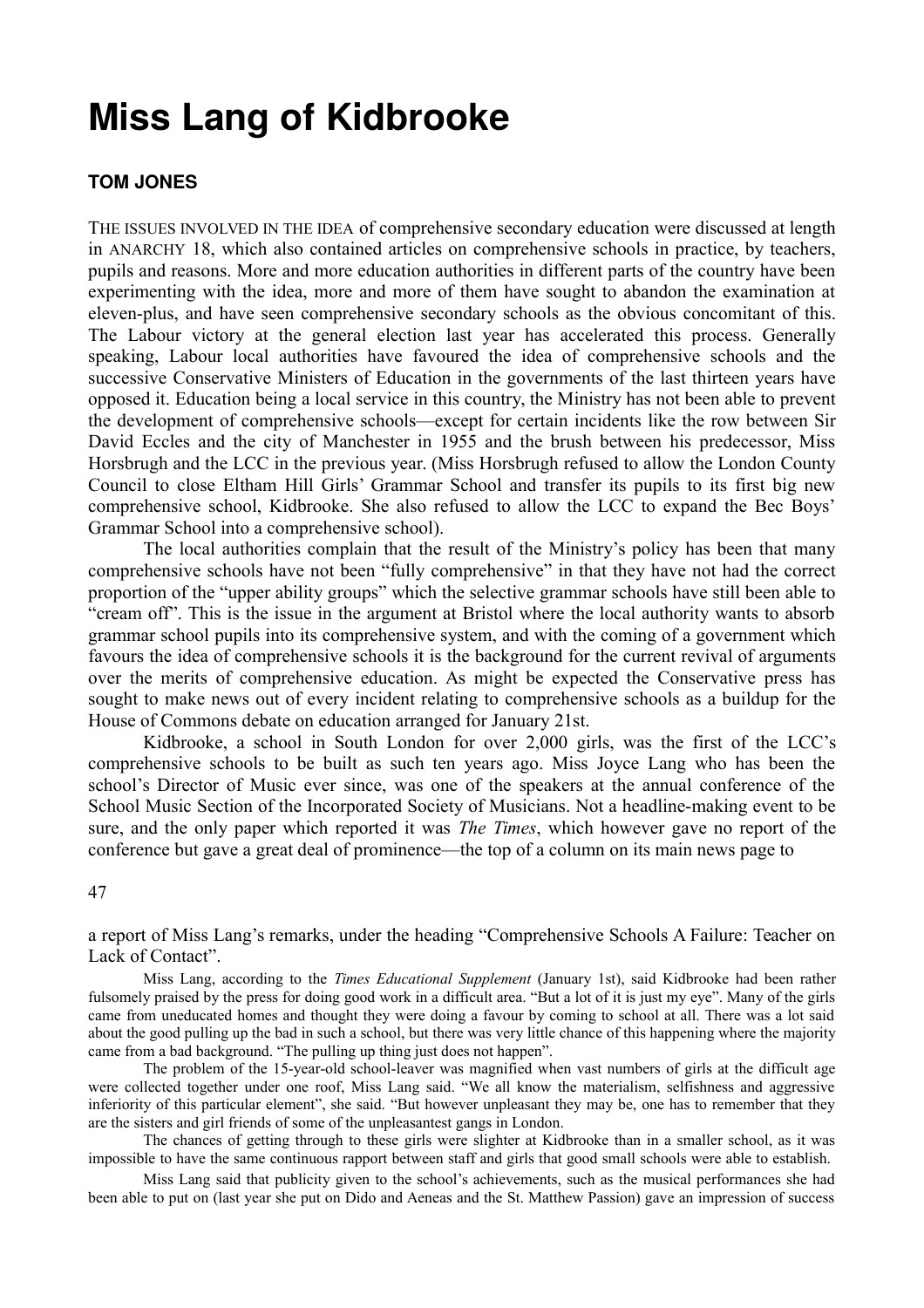# Miss Lang of Kidbrooke

## TOM JONES

THE ISSUES INVOLVED IN THE IDEA of comprehensive secondary education were discussed at length in ANARCHY 18, which also contained articles on comprehensive schools in practice, by teachers, pupils and reasons. More and more education authorities in different parts of the country have been experimenting with the idea, more and more of them have sought to abandon the examination at eleven-plus, and have seen comprehensive secondary schools as the obvious concomitant of this. The Labour victory at the general election last year has accelerated this process. Generally speaking, Labour local authorities have favoured the idea of comprehensive schools and the successive Conservative Ministers of Education in the governments of the last thirteen years have opposed it. Education being a local service in this country, the Ministry has not been able to prevent the development of comprehensive schools—except for certain incidents like the row between Sir David Eccles and the city of Manchester in 1955 and the brush between his predecessor, Miss Horsbrugh and the LCC in the previous year. (Miss Horsbrugh refused to allow the London County Council to close Eltham Hill Girls' Grammar School and transfer its pupils to its first big new comprehensive school, Kidbrooke. She also refused to allow the LCC to expand the Bec Boys' Grammar School into a comprehensive school).

The local authorities complain that the result of the Ministry's policy has been that many comprehensive schools have not been "fully comprehensive" in that they have not had the correct proportion of the "upper ability groups" which the selective grammar schools have still been able to "cream off". This is the issue in the argument at Bristol where the local authority wants to absorb grammar school pupils into its comprehensive system, and with the coming of a government which favours the idea of comprehensive schools it is the background for the current revival of arguments over the merits of comprehensive education. As might be expected the Conservative press has sought to make news out of every incident relating to comprehensive schools as a buildup for the House of Commons debate on education arranged for January 21st.

Kidbrooke, a school in South London for over 2,000 girls, was the first of the LCC's comprehensive schools to be built as such ten years ago. Miss Joyce Lang who has been the school's Director of Music ever since, was one of the speakers at the annual conference of the School Music Section of the Incorporated Society of Musicians. Not a headline-making event to be sure, and the only paper which reported it was *The Times*, which however gave no report of the conference but gave a great deal of prominence—the top of a column on its main news page to a report of Miss Lang's remarks, under the heading "Comprehensive Schools A Failure: Teacher on Lack of Contact".

Miss Lang, according to the *Times Educational Supplement* (January 1st), said Kidbrooke had been rather fulsomely praised by the press for doing good work in a difficult area. "But a lot of it is just my eye". Many of the girls came from uneducated homes and thought they were doing a favour by coming to school at all. There was a lot said about the good pulling up the bad in such a school, but there was very little chance of this happening where the majority came from a bad background. "The pulling up thing just does not happen".

The problem of the 15-year-old school-leaver was magnified when vast numbers of girls at the difficult age were collected together under one roof, Miss Lang said. "We all know the materialism, selfishness and aggressive inferiority of this particular element", she said. "But however unpleasant they may be, one has to remember that they are the sisters and girl friends of some of the unpleasantest gangs in London.

The chances of getting through to these girls were slighter at Kidbrooke than in a smaller school, as it was impossible to have the same continuous rapport between staff and girls that good small schools were able to establish.

Miss Lang said that publicity given to the school's achievements, such as the musical performances she had been able to put on (last year she put on Dido and Aeneas and the St. Matthew Passion) gave an impression of success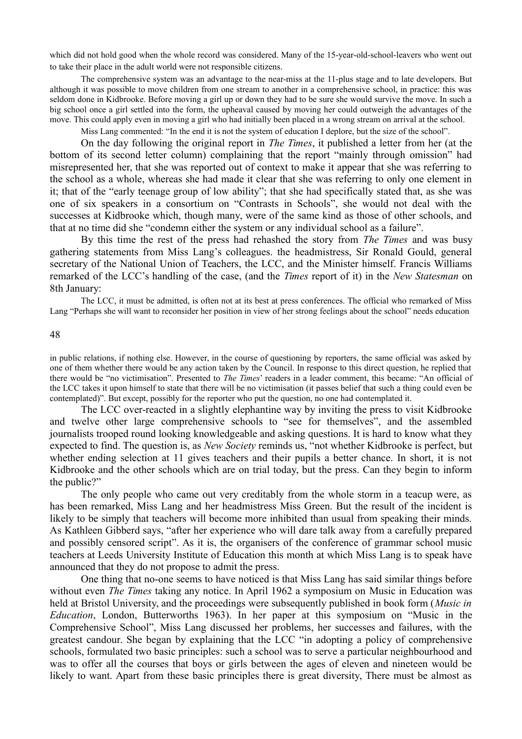which did not hold good when the whole record was considered. Many of the 15-year-old-school-leavers who went out to take their place in the adult world were not responsible citizens.

The comprehensive system was an advantage to the near-miss at the 11-plus stage and to late developers. But although it was possible to move children from one stream to another in a comprehensive school, in practice: this was seldom done in Kidbrooke. Before moving a girl up or down they had to be sure she would survive the move. In such a big school once a girl settled into the form, the upheaval caused by moving her could outweigh the advantages of the move. This could apply even in moving a girl who had initially been placed in a wrong stream on arrival at the school.

Miss Lang commented: "In the end it is not the system of education I deplore, but the size of the school".

On the day following the original report in *The Times*, it published a letter from her (at the bottom of its second letter column) complaining that the report "mainly through omission" had misrepresented her, that she was reported out of context to make it appear that she was referring to the school as a whole, whereas she had made it clear that she was referring to only one element in it; that of the "early teenage group of low ability"; that she had specifically stated that, as she was one of six speakers in a consortium on "Contrasts in Schools", she would not deal with the successes at Kidbrooke which, though many, were of the same kind as those of other schools, and that at no time did she "condemn either the system or any individual school as a failure".

By this time the rest of the press had rehashed the story from *The Times* and was busy gathering statements from Miss Lang's colleagues. the headmistress, Sir Ronald Gould, general secretary of the National Union of Teachers, the LCC, and the Minister himself. Francis Williams remarked of the LCC's handling of the case, (and the *Times* report of it) in the *New Statesman* on 8th January:

The LCC, it must be admitted, is often not at its best at press conferences. The official who remarked of Miss Lang "Perhaps she will want to reconsider her position in view of her strong feelings about the school" needs education in public relations, if nothing else. However, in the course of questioning by reporters, the same official was asked by one of them whether there would be any action taken by the Council. In response to this direct question, he replied that there would be "no victimisation". Presented to *The Times*' readers in a leader comment, this became: "An official of the LCC takes it upon himself to state that there will be no victimisation (it passes belief that such a thing could even be contemplated)". But except, possibly for the reporter who put the question, no one had contemplated it.

The LCC over-reacted in a slightly elephantine way by inviting the press to visit Kidbrooke and twelve other large comprehensive schools to "see for themselves", and the assembled journalists trooped round looking knowledgeable and asking questions. It is hard to know what they expected to find. The question is, as *New Society* reminds us, "not whether Kidbrooke is perfect, but whether ending selection at 11 gives teachers and their pupils a better chance. In short, it is not Kidbrooke and the other schools which are on trial today, but the press. Can they begin to inform the public?"

The only people who came out very creditably from the whole storm in a teacup were, as has been remarked, Miss Lang and her headmistress Miss Green. But the result of the incident is likely to be simply that teachers will become more inhibited than usual from speaking their minds. As Kathleen Gibberd says, "after her experience who will dare talk away from a carefully prepared and possibly censored script". As it is, the organisers of the conference of grammar school music teachers at Leeds University Institute of Education this month at which Miss Lang is to speak have announced that they do not propose to admit the press.

One thing that no-one seems to have noticed is that Miss Lang has said similar things before without even *The Times* taking any notice. In April 1962 a symposium on Music in Education was held at Bristol University, and the proceedings were subsequently published in book form (*Music in Education*, London, Butterworths 1963). In her paper at this symposium on "Music in the Comprehensive School", Miss Lang discussed her problems, her successes and failures, with the greatest candour. She began by explaining that the LCC "in adopting a policy of comprehensive schools, formulated two basic principles: such a school was to serve a particular neighbourhood and was to offer all the courses that boys or girls between the ages of eleven and nineteen would be likely to want. Apart from these basic principles there is great diversity, There must be almost as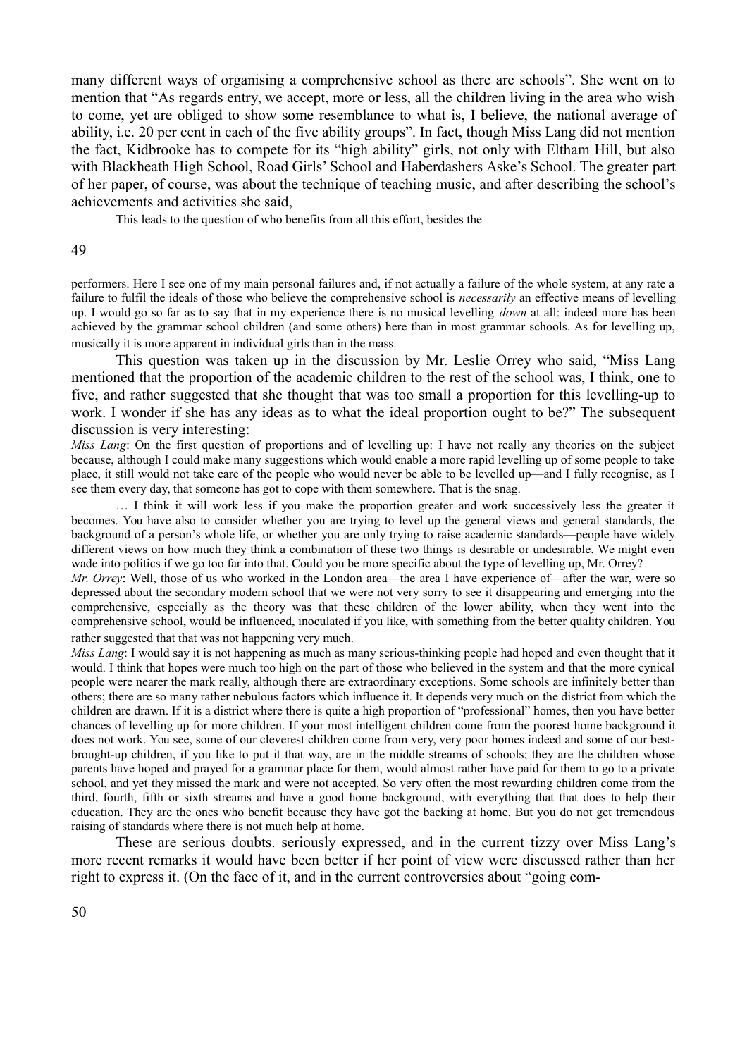many different ways of organising a comprehensive school as there are schools". She went on to mention that "As regards entry, we accept, more or less, all the children living in the area who wish to come, yet are obliged to show some resemblance to what is, I believe, the national average of ability, i.e. 20 per cent in each of the five ability groups". In fact, though Miss Lang did not mention the fact, Kidbrooke has to compete for its "high ability" girls, not only with Eltham Hill, but also with Blackheath High School, Road Girls' School and Haberdashers Aske's School. The greater part of her paper, of course, was about the technique of teaching music, and after describing the school's achievements and activities she said,

> This leads to the question of who benefits from all this effort, besides the performers. Here I see one of my main personal failures and, if not actually a failure of the whole system, at any rate a failure to fulfil the ideals of those who believe the comprehensive school is *necessarily* an effective means of levelling up. I would go so far as to say that in my experience there is no musical levelling *down* at all: indeed more has been achieved by the grammar school children (and some others) here than in most grammar schools. As for levelling up, musically it is more apparent in individual girls than in the mass.

This question was taken up in the discussion by Mr. Leslie Orrey who said, "Miss Lang mentioned that the proportion of the academic children to the rest of the school was, I think, one to five, and rather suggested that she thought that was too small a proportion for this levelling-up to work. I wonder if she has any ideas as to what the ideal proportion ought to be?" The subsequent discussion is very interesting:

*Miss Lang*: On the first question of proportions and of levelling up: I have not really any theories on the subject because, although I could make many suggestions which would enable a more rapid levelling up of some people to take place, it still would not take care of the people who would never be able to be levelled up—and I fully recognise, as I see them every day, that someone has got to cope with them somewhere. That is the snag.

… I think it will work less if you make the proportion greater and work successively less the greater it becomes. You have also to consider whether you are trying to level up the general views and general standards, the background of a person's whole life, or whether you are only trying to raise academic standards—people have widely different views on how much they think a combination of these two things is desirable or undesirable. We might even wade into politics if we go too far into that. Could you be more specific about the type of levelling up, Mr. Orrey?

*Mr. Orrey*: Well, those of us who worked in the London area—the area I have experience of—after the war, were so depressed about the secondary modern school that we were not very sorry to see it disappearing and emerging into the comprehensive, especially as the theory was that these children of the lower ability, when they went into the comprehensive school, would be influenced, inoculated if you like, with something from the better quality children. You rather suggested that that was not happening very much.

*Miss Lang*: I would say it is not happening as much as many serious-thinking people had hoped and even thought that it would. I think that hopes were much too high on the part of those who believed in the system and that the more cynical people were nearer the mark really, although there are extraordinary exceptions. Some schools are infinitely better than others; there are so many rather nebulous factors which influence it. It depends very much on the district from which the children are drawn. If it is a district where there is quite a high proportion of "professional" homes, then you have better chances of levelling up for more children. If your most intelligent children come from the poorest home background it does not work. You see, some of our cleverest children come from very, very poor homes indeed and some of our best-brought-up children, if you like to put it that way, are in the middle streams of schools; they are the children whose parents have hoped and prayed for a grammar place for them, would almost rather have paid for them to go to a private school, and yet they missed the mark and were not accepted. So very often the most rewarding children come from the third, fourth, fifth or sixth streams and have a good home background, with everything that that does to help their education. They are the ones who benefit because they have got the backing at home. But you do not get tremendous raising of standards where there is not much help at home.

These are serious doubts. seriously expressed, and in the current tizzy over Miss Lang's more recent remarks it would have been better if her point of view were discussed rather than her right to express it. (On the face of it, and in the current controversies about "going com-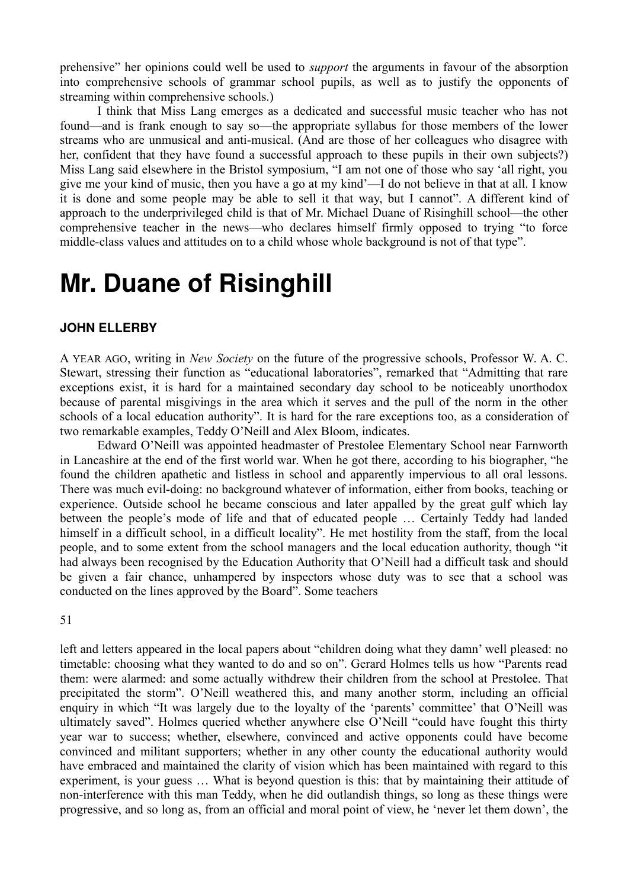prehensive" her opinions could well be used to *support* the arguments in favour of the absorption into comprehensive schools of grammar school pupils, as well as to justify the opponents of streaming within comprehensive schools.)

I think that Miss Lang emerges as a dedicated and successful music teacher who has not found—and is frank enough to say so—the appropriate syllabus for those members of the lower streams who are unmusical and anti-musical. (And are those of her colleagues who disagree with her, confident that they have found a successful approach to these pupils in their own subjects?) Miss Lang said elsewhere in the Bristol symposium, "I am not one of those who say 'all right, you give me your kind of music, then you have a go at my kind'—I do not believe in that at all. I know it is done and some people may be able to sell it that way, but I cannot". A different kind of approach to the underprivileged child is that of Mr. Michael Duane of Risinghill school—the other comprehensive teacher in the news—who declares himself firmly opposed to trying "to force middle-class values and attitudes on to a child whose whole background is not of that type".

# Mr. Duane of Risinghill

**JOHN ELLERBY**

A YEAR AGO, writing in *New Society* on the future of the progressive schools, Professor W. A. C. Stewart, stressing their function as "educational laboratories", remarked that "Admitting that rare exceptions exist, it is hard for a maintained secondary day school to be noticeably unorthodox because of parental misgivings in the area which it serves and the pull of the norm in the other schools of a local education authority". It is hard for the rare exceptions too, as a consideration of two remarkable examples, Teddy O'Neill and Alex Bloom, indicates.

Edward O'Neill was appointed headmaster of Prestolee Elementary School near Farnworth in Lancashire at the end of the first world war. When he got there, according to his biographer, "he found the children apathetic and listless in school and apparently impervious to all oral lessons. There was much evil-doing: no background whatever of information, either from books, teaching or experience. Outside school he became conscious and later appalled by the great gulf which lay between the people's mode of life and that of educated people … Certainly Teddy had landed himself in a difficult school, in a difficult locality". He met hostility from the staff, from the local people, and to some extent from the school managers and the local education authority, though "it had always been recognised by the Education Authority that O'Neill had a difficult task and should be given a fair chance, unhampered by inspectors whose duty was to see that a school was conducted on the lines approved by the Board". Some teachers left and letters appeared in the local papers about "children doing what they damn' well pleased: no timetable: choosing what they wanted to do and so on". Gerard Holmes tells us how "Parents read them: were alarmed: and some actually withdrew their children from the school at Prestolee. That precipitated the storm". O'Neill weathered this, and many another storm, including an official enquiry in which "It was largely due to the loyalty of the 'parents' committee' that O'Neill was ultimately saved". Holmes queried whether anywhere else O'Neill "could have fought this thirty year war to success; whether, elsewhere, convinced and active opponents could have become convinced and militant supporters; whether in any other county the educational authority would have embraced and maintained the clarity of vision which has been maintained with regard to this experiment, is your guess … What is beyond question is this: that by maintaining their attitude of non-interference with this man Teddy, when he did outlandish things, so long as these things were progressive, and so long as, from an official and moral point of view, he 'never let them down', the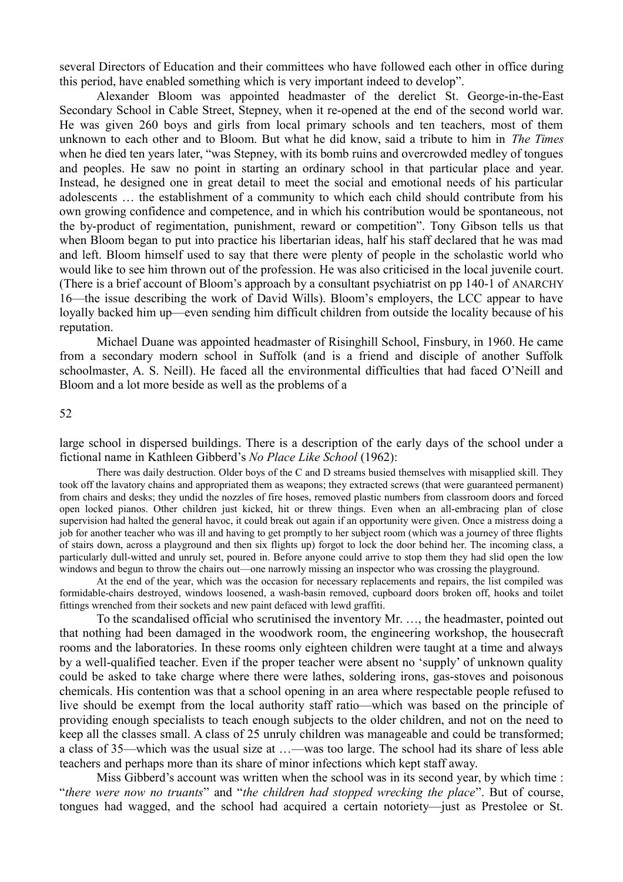several Directors of Education and their committees who have followed each other in office during this period, have enabled something which is very important indeed to develop".

Alexander Bloom was appointed headmaster of the derelict St. George-in-the-East Secondary School in Cable Street, Stepney, when it re-opened at the end of the second world war. He was given 260 boys and girls from local primary schools and ten teachers, most of them unknown to each other and to Bloom. But what he did know, said a tribute to him in *The Times* when he died ten years later, "was Stepney, with its bomb ruins and overcrowded medley of tongues and peoples. He saw no point in starting an ordinary school in that particular place and year. Instead, he designed one in great detail to meet the social and emotional needs of his particular adolescents … the establishment of a community to which each child should contribute from his own growing confidence and competence, and in which his contribution would be spontaneous, not the by-product of regimentation, punishment, reward or competition". Tony Gibson tells us that when Bloom began to put into practice his libertarian ideas, half his staff declared that he was mad and left. Bloom himself used to say that there were plenty of people in the scholastic world who would like to see him thrown out of the profession. He was also criticised in the local juvenile court. (There is a brief account of Bloom's approach by a consultant psychiatrist on pp 140-1 of ANARCHY 16—the issue describing the work of David Wills). Bloom's employers, the LCC appear to have loyally backed him up—even sending him difficult children from outside the locality because of his reputation.

Michael Duane was appointed headmaster of Risinghill School, Finsbury, in 1960. He came from a secondary modern school in Suffolk (and is a friend and disciple of another Suffolk schoolmaster, A. S. Neill). He faced all the environmental difficulties that had faced O'Neill and Bloom and a lot more beside as well as the problems of a large school in dispersed buildings. There is a description of the early days of the school under a fictional name in Kathleen Gibberd's *No Place Like School* (1962):

> There was daily destruction. Older boys of the C and D streams busied themselves with misapplied skill. They took off the lavatory chains and appropriated them as weapons; they extracted screws (that were guaranteed permanent) from chairs and desks; they undid the nozzles of fire hoses, removed plastic numbers from classroom doors and forced open locked pianos. Other children just kicked, hit or threw things. Even when an all-embracing plan of close supervision had halted the general havoc, it could break out again if an opportunity were given. Once a mistress doing a job for another teacher who was ill and having to get promptly to her subject room (which was a journey of three flights of stairs down, across a playground and then six flights up) forgot to lock the door behind her. The incoming class, a particularly dull-witted and unruly set, poured in. Before anyone could arrive to stop them they had slid open the low windows and begun to throw the chairs out—one narrowly missing an inspector who was crossing the playground.
>
> At the end of the year, which was the occasion for necessary replacements and repairs, the list compiled was formidable-chairs destroyed, windows loosened, a wash-basin removed, cupboard doors broken off, hooks and toilet fittings wrenched from their sockets and new paint defaced with lewd graffiti.

To the scandalised official who scrutinised the inventory Mr. …, the headmaster, pointed out that nothing had been damaged in the woodwork room, the engineering workshop, the housecraft rooms and the laboratories. In these rooms only eighteen children were taught at a time and always by a well-qualified teacher. Even if the proper teacher were absent no 'supply' of unknown quality could be asked to take charge where there were lathes, soldering irons, gas-stoves and poisonous chemicals. His contention was that a school opening in an area where respectable people refused to live should be exempt from the local authority staff ratio—which was based on the principle of providing enough specialists to teach enough subjects to the older children, and not on the need to keep all the classes small. A class of 25 unruly children was manageable and could be transformed; a class of 35—which was the usual size at …—was too large. The school had its share of less able teachers and perhaps more than its share of minor infections which kept staff away.

Miss Gibberd's account was written when the school was in its second year, by which time : "*there were now no truants*" and "*the children had stopped wrecking the place*". But of course, tongues had wagged, and the school had acquired a certain notoriety—just as Prestolee or St.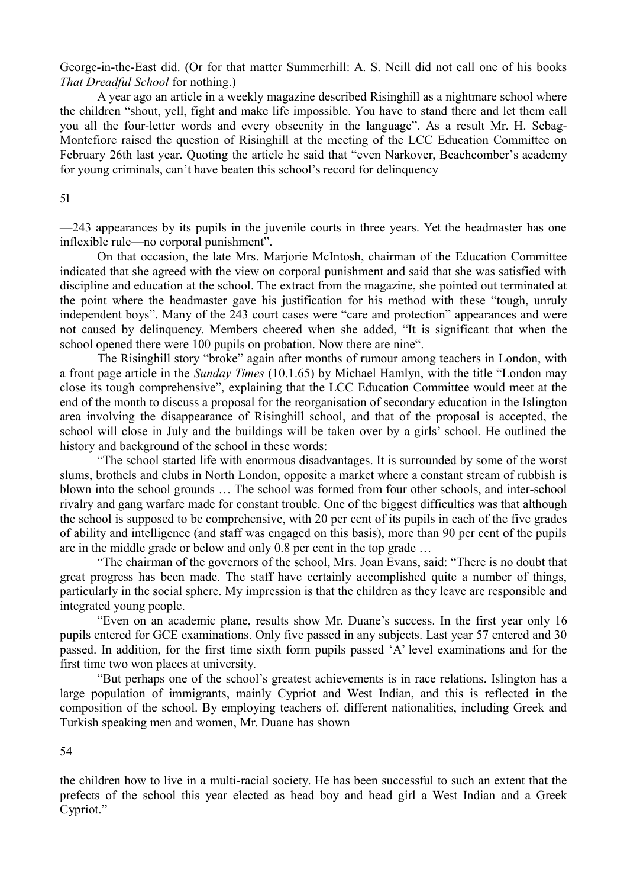George-in-the-East did. (Or for that matter Summerhill: A. S. Neill did not call one of his books *That Dreadful School* for nothing.)

A year ago an article in a weekly magazine described Risinghill as a nightmare school where the children "shout, yell, fight and make life impossible. You have to stand there and let them call you all the four-letter words and every obscenity in the language". As a result Mr. H. Sebag-Montefiore raised the question of Risinghill at the meeting of the LCC Education Committee on February 26th last year. Quoting the article he said that "even Narkover, Beachcomber's academy for young criminals, can't have beaten this school's record for delinquency—243 appearances by its pupils in the juvenile courts in three years. Yet the headmaster has one inflexible rule—no corporal punishment".

On that occasion, the late Mrs. Marjorie McIntosh, chairman of the Education Committee indicated that she agreed with the view on corporal punishment and said that she was satisfied with discipline and education at the school. The extract from the magazine, she pointed out terminated at the point where the headmaster gave his justification for his method with these "tough, unruly independent boys". Many of the 243 court cases were "care and protection" appearances and were not caused by delinquency. Members cheered when she added, "It is significant that when the school opened there were 100 pupils on probation. Now there are nine".

The Risinghill story "broke" again after months of rumour among teachers in London, with a front page article in the *Sunday Times* (10.1.65) by Michael Hamlyn, with the title "London may close its tough comprehensive", explaining that the LCC Education Committee would meet at the end of the month to discuss a proposal for the reorganisation of secondary education in the Islington area involving the disappearance of Risinghill school, and that of the proposal is accepted, the school will close in July and the buildings will be taken over by a girls' school. He outlined the history and background of the school in these words:

"The school started life with enormous disadvantages. It is surrounded by some of the worst slums, brothels and clubs in North London, opposite a market where a constant stream of rubbish is blown into the school grounds … The school was formed from four other schools, and inter-school rivalry and gang warfare made for constant trouble. One of the biggest difficulties was that although the school is supposed to be comprehensive, with 20 per cent of its pupils in each of the five grades of ability and intelligence (and staff was engaged on this basis), more than 90 per cent of the pupils are in the middle grade or below and only 0.8 per cent in the top grade …

"The chairman of the governors of the school, Mrs. Joan Evans, said: "There is no doubt that great progress has been made. The staff have certainly accomplished quite a number of things, particularly in the social sphere. My impression is that the children as they leave are responsible and integrated young people.

"Even on an academic plane, results show Mr. Duane's success. In the first year only 16 pupils entered for GCE examinations. Only five passed in any subjects. Last year 57 entered and 30 passed. In addition, for the first time sixth form pupils passed 'A' level examinations and for the first time two won places at university.

"But perhaps one of the school's greatest achievements is in race relations. Islington has a large population of immigrants, mainly Cypriot and West Indian, and this is reflected in the composition of the school. By employing teachers of. different nationalities, including Greek and Turkish speaking men and women, Mr. Duane has shown the children how to live in a multi-racial society. He has been successful to such an extent that the prefects of the school this year elected as head boy and head girl a West Indian and a Greek Cypriot."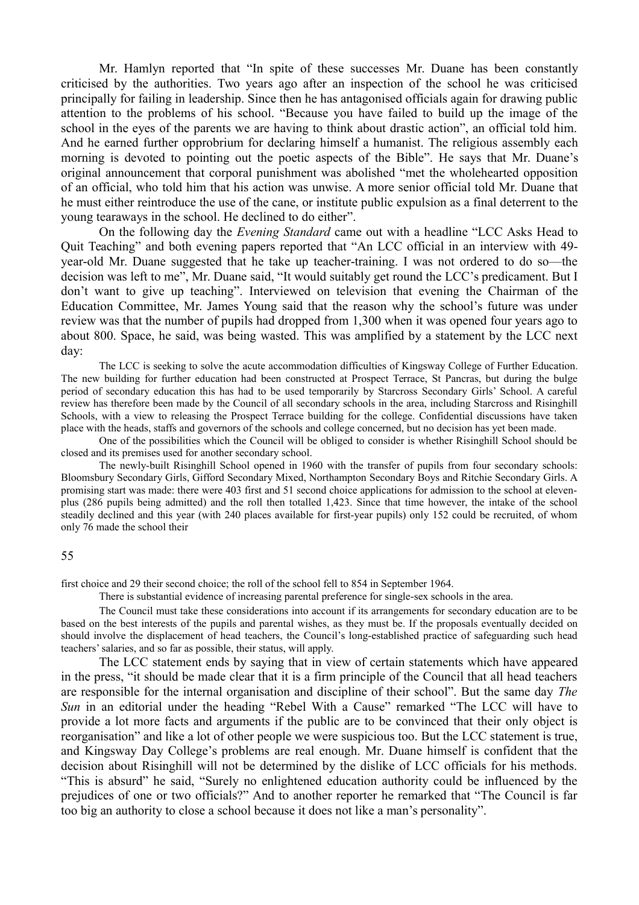Mr. Hamlyn reported that "In spite of these successes Mr. Duane has been constantly criticised by the authorities. Two years ago after an inspection of the school he was criticised principally for failing in leadership. Since then he has antagonised officials again for drawing public attention to the problems of his school. "Because you have failed to build up the image of the school in the eyes of the parents we are having to think about drastic action", an official told him. And he earned further opprobrium for declaring himself a humanist. The religious assembly each morning is devoted to pointing out the poetic aspects of the Bible". He says that Mr. Duane's original announcement that corporal punishment was abolished "met the wholehearted opposition of an official, who told him that his action was unwise. A more senior official told Mr. Duane that he must either reintroduce the use of the cane, or institute public expulsion as a final deterrent to the young tearaways in the school. He declined to do either".

On the following day the *Evening Standard* came out with a headline "LCC Asks Head to Quit Teaching" and both evening papers reported that "An LCC official in an interview with 49-year-old Mr. Duane suggested that he take up teacher-training. I was not ordered to do so—the decision was left to me", Mr. Duane said, "It would suitably get round the LCC's predicament. But I don't want to give up teaching". Interviewed on television that evening the Chairman of the Education Committee, Mr. James Young said that the reason why the school's future was under review was that the number of pupils had dropped from 1,300 when it was opened four years ago to about 800. Space, he said, was being wasted. This was amplified by a statement by the LCC next day:

> The LCC is seeking to solve the acute accommodation difficulties of Kingsway College of Further Education. The new building for further education had been constructed at Prospect Terrace, St Pancras, but during the bulge period of secondary education this has had to be used temporarily by Starcross Secondary Girls' School. A careful review has therefore been made by the Council of all secondary schools in the area, including Starcross and Risinghill Schools, with a view to releasing the Prospect Terrace building for the college. Confidential discussions have taken place with the heads, staffs and governors of the schools and college concerned, but no decision has yet been made.
>
> One of the possibilities which the Council will be obliged to consider is whether Risinghill School should be closed and its premises used for another secondary school.
>
> The newly-built Risinghill School opened in 1960 with the transfer of pupils from four secondary schools: Bloomsbury Secondary Girls, Gifford Secondary Mixed, Northampton Secondary Boys and Ritchie Secondary Girls. A promising start was made: there were 403 first and 51 second choice applications for admission to the school at eleven-plus (286 pupils being admitted) and the roll then totalled 1,423. Since that time however, the intake of the school steadily declined and this year (with 240 places available for first-year pupils) only 152 could be recruited, of whom only 76 made the school their first choice and 29 their second choice; the roll of the school fell to 854 in September 1964.
>
> There is substantial evidence of increasing parental preference for single-sex schools in the area.
>
> The Council must take these considerations into account if its arrangements for secondary education are to be based on the best interests of the pupils and parental wishes, as they must be. If the proposals eventually decided on should involve the displacement of head teachers, the Council's long-established practice of safeguarding such head teachers' salaries, and so far as possible, their status, will apply.

The LCC statement ends by saying that in view of certain statements which have appeared in the press, "it should be made clear that it is a firm principle of the Council that all head teachers are responsible for the internal organisation and discipline of their school". But the same day *The Sun* in an editorial under the heading "Rebel With a Cause" remarked "The LCC will have to provide a lot more facts and arguments if the public are to be convinced that their only object is reorganisation" and like a lot of other people we were suspicious too. But the LCC statement is true, and Kingsway Day College's problems are real enough. Mr. Duane himself is confident that the decision about Risinghill will not be determined by the dislike of LCC officials for his methods. "This is absurd" he said, "Surely no enlightened education authority could be influenced by the prejudices of one or two officials?" And to another reporter he remarked that "The Council is far too big an authority to close a school because it does not like a man's personality".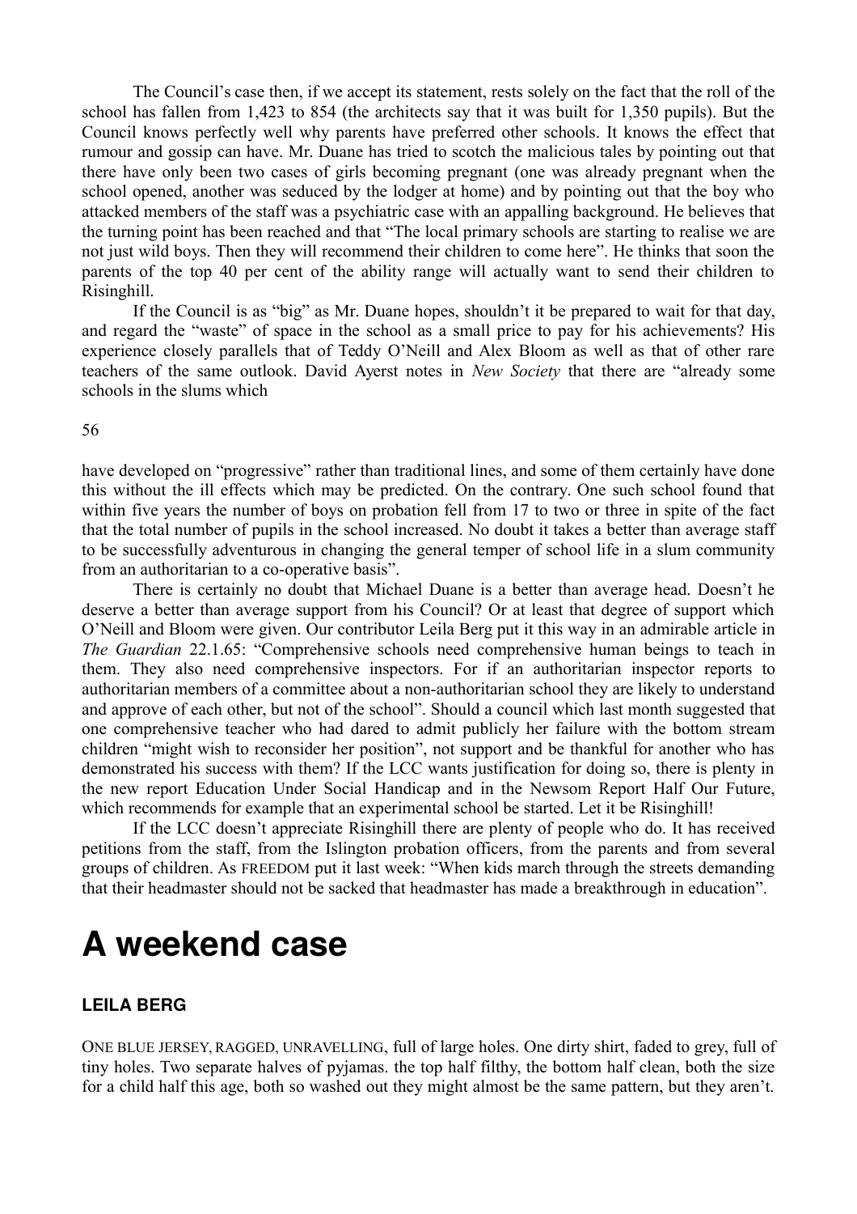The Council's case then, if we accept its statement, rests solely on the fact that the roll of the school has fallen from 1,423 to 854 (the architects say that it was built for 1,350 pupils). But the Council knows perfectly well why parents have preferred other schools. It knows the effect that rumour and gossip can have. Mr. Duane has tried to scotch the malicious tales by pointing out that there have only been two cases of girls becoming pregnant (one was already pregnant when the school opened, another was seduced by the lodger at home) and by pointing out that the boy who attacked members of the staff was a psychiatric case with an appalling background. He believes that the turning point has been reached and that "The local primary schools are starting to realise we are not just wild boys. Then they will recommend their children to come here". He thinks that soon the parents of the top 40 per cent of the ability range will actually want to send their children to Risinghill.

If the Council is as "big" as Mr. Duane hopes, shouldn't it be prepared to wait for that day, and regard the "waste" of space in the school as a small price to pay for his achievements? His experience closely parallels that of Teddy O'Neill and Alex Bloom as well as that of other rare teachers of the same outlook. David Ayerst notes in *New Society* that there are "already some schools in the slums which have developed on "progressive" rather than traditional lines, and some of them certainly have done this without the ill effects which may be predicted. On the contrary. One such school found that within five years the number of boys on probation fell from 17 to two or three in spite of the fact that the total number of pupils in the school increased. No doubt it takes a better than average staff to be successfully adventurous in changing the general temper of school life in a slum community from an authoritarian to a co-operative basis".

There is certainly no doubt that Michael Duane is a better than average head. Doesn't he deserve a better than average support from his Council? Or at least that degree of support which O'Neill and Bloom were given. Our contributor Leila Berg put it this way in an admirable article in *The Guardian* 22.1.65: "Comprehensive schools need comprehensive human beings to teach in them. They also need comprehensive inspectors. For if an authoritarian inspector reports to authoritarian members of a committee about a non-authoritarian school they are likely to understand and approve of each other, but not of the school". Should a council which last month suggested that one comprehensive teacher who had dared to admit publicly her failure with the bottom stream children "might wish to reconsider her position", not support and be thankful for another who has demonstrated his success with them? If the LCC wants justification for doing so, there is plenty in the new report Education Under Social Handicap and in the Newsom Report Half Our Future, which recommends for example that an experimental school be started. Let it be Risinghill!

If the LCC doesn't appreciate Risinghill there are plenty of people who do. It has received petitions from the staff, from the Islington probation officers, from the parents and from several groups of children. As FREEDOM put it last week: "When kids march through the streets demanding that their headmaster should not be sacked that headmaster has made a breakthrough in education".

# A weekend case

### LEILA BERG

ONE BLUE JERSEY, RAGGED, UNRAVELLING, full of large holes. One dirty shirt, faded to grey, full of tiny holes. Two separate halves of pyjamas. the top half filthy, the bottom half clean, both the size for a child half this age, both so washed out they might almost be the same pattern, but they aren't.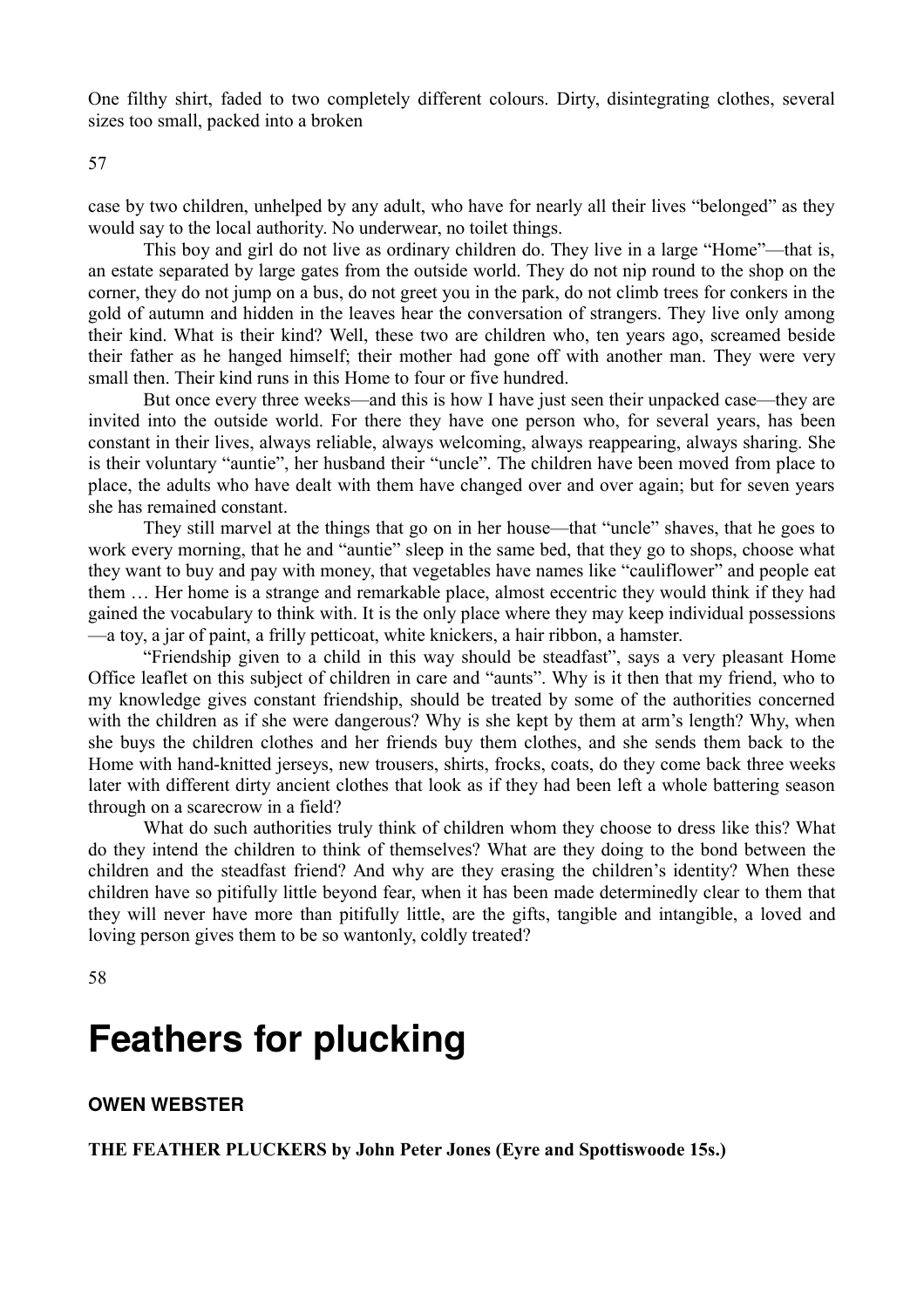One filthy shirt, faded to two completely different colours. Dirty, disintegrating clothes, several sizes too small, packed into a broken case by two children, unhelped by any adult, who have for nearly all their lives "belonged" as they would say to the local authority. No underwear, no toilet things.

This boy and girl do not live as ordinary children do. They live in a large "Home"—that is, an estate separated by large gates from the outside world. They do not nip round to the shop on the corner, they do not jump on a bus, do not greet you in the park, do not climb trees for conkers in the gold of autumn and hidden in the leaves hear the conversation of strangers. They live only among their kind. What is their kind? Well, these two are children who, ten years ago, screamed beside their father as he hanged himself; their mother had gone off with another man. They were very small then. Their kind runs in this Home to four or five hundred.

But once every three weeks—and this is how I have just seen their unpacked case—they are invited into the outside world. For there they have one person who, for several years, has been constant in their lives, always reliable, always welcoming, always reappearing, always sharing. She is their voluntary "auntie", her husband their "uncle". The children have been moved from place to place, the adults who have dealt with them have changed over and over again; but for seven years she has remained constant.

They still marvel at the things that go on in her house—that "uncle" shaves, that he goes to work every morning, that he and "auntie" sleep in the same bed, that they go to shops, choose what they want to buy and pay with money, that vegetables have names like "cauliflower" and people eat them … Her home is a strange and remarkable place, almost eccentric they would think if they had gained the vocabulary to think with. It is the only place where they may keep individual possessions—a toy, a jar of paint, a frilly petticoat, white knickers, a hair ribbon, a hamster.

"Friendship given to a child in this way should be steadfast", says a very pleasant Home Office leaflet on this subject of children in care and "aunts". Why is it then that my friend, who to my knowledge gives constant friendship, should be treated by some of the authorities concerned with the children as if she were dangerous? Why is she kept by them at arm's length? Why, when she buys the children clothes and her friends buy them clothes, and she sends them back to the Home with hand-knitted jerseys, new trousers, shirts, frocks, coats, do they come back three weeks later with different dirty ancient clothes that look as if they had been left a whole battering season through on a scarecrow in a field?

What do such authorities truly think of children whom they choose to dress like this? What do they intend the children to think of themselves? What are they doing to the bond between the children and the steadfast friend? And why are they erasing the children's identity? When these children have so pitifully little beyond fear, when it has been made determinedly clear to them that they will never have more than pitifully little, are the gifts, tangible and intangible, a loved and loving person gives them to be so wantonly, coldly treated?

# Feathers for plucking

**OWEN WEBSTER**

**THE FEATHER PLUCKERS by John Peter Jones (Eyre and Spottiswoode 15s.)**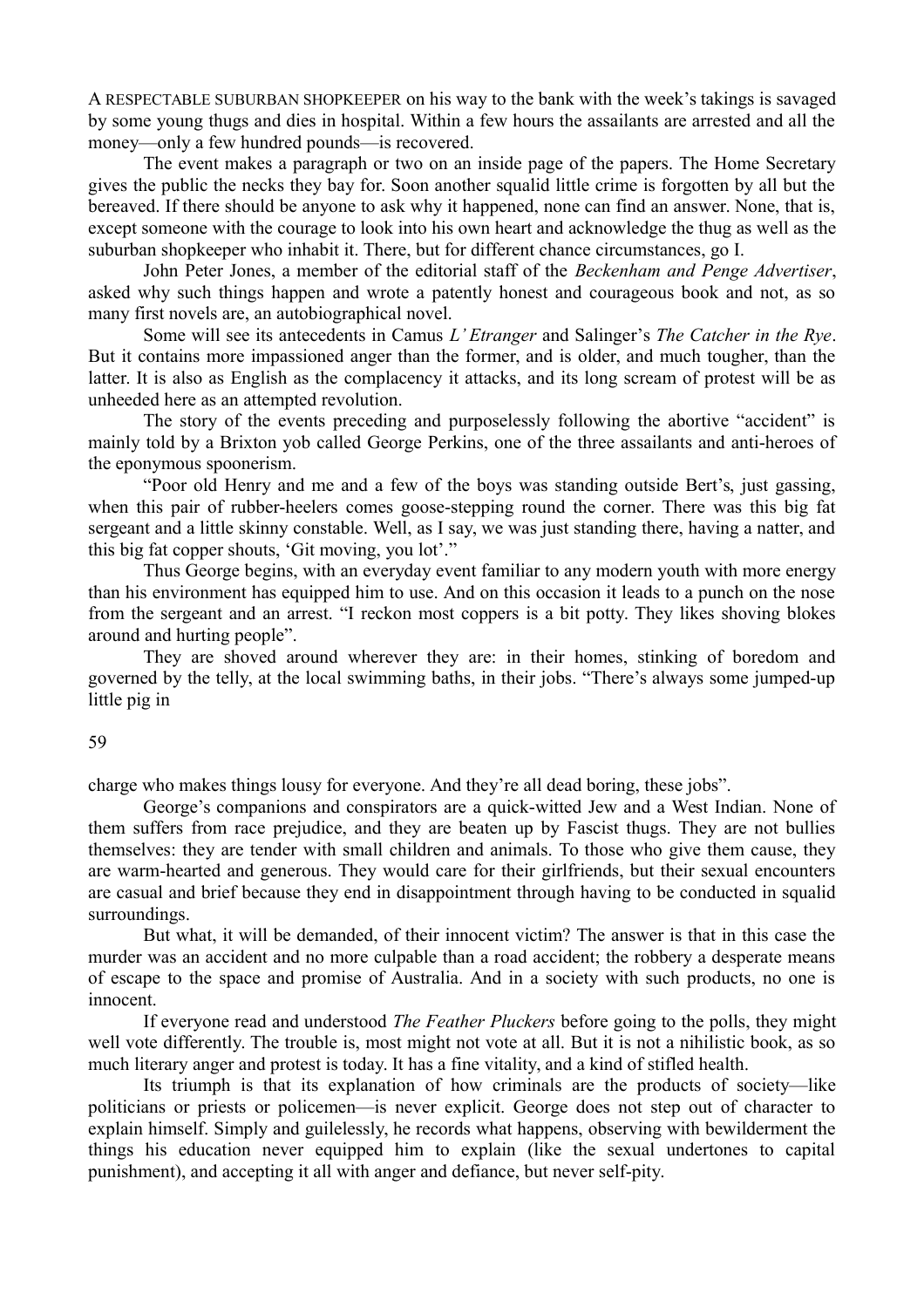A RESPECTABLE SUBURBAN SHOPKEEPER on his way to the bank with the week's takings is savaged by some young thugs and dies in hospital. Within a few hours the assailants are arrested and all the money—only a few hundred pounds—is recovered.

The event makes a paragraph or two on an inside page of the papers. The Home Secretary gives the public the necks they bay for. Soon another squalid little crime is forgotten by all but the bereaved. If there should be anyone to ask why it happened, none can find an answer. None, that is, except someone with the courage to look into his own heart and acknowledge the thug as well as the suburban shopkeeper who inhabit it. There, but for different chance circumstances, go I.

John Peter Jones, a member of the editorial staff of the *Beckenham and Penge Advertiser*, asked why such things happen and wrote a patently honest and courageous book and not, as so many first novels are, an autobiographical novel.

Some will see its antecedents in Camus *L'Etranger* and Salinger's *The Catcher in the Rye*. But it contains more impassioned anger than the former, and is older, and much tougher, than the latter. It is also as English as the complacency it attacks, and its long scream of protest will be as unheeded here as an attempted revolution.

The story of the events preceding and purposelessly following the abortive "accident" is mainly told by a Brixton yob called George Perkins, one of the three assailants and anti-heroes of the eponymous spoonerism.

"Poor old Henry and me and a few of the boys was standing outside Bert's, just gassing, when this pair of rubber-heelers comes goose-stepping round the corner. There was this big fat sergeant and a little skinny constable. Well, as I say, we was just standing there, having a natter, and this big fat copper shouts, 'Git moving, you lot'."

Thus George begins, with an everyday event familiar to any modern youth with more energy than his environment has equipped him to use. And on this occasion it leads to a punch on the nose from the sergeant and an arrest. "I reckon most coppers is a bit potty. They likes shoving blokes around and hurting people".

They are shoved around wherever they are: in their homes, stinking of boredom and governed by the telly, at the local swimming baths, in their jobs. "There's always some jumped-up little pig in charge who makes things lousy for everyone. And they're all dead boring, these jobs".

George's companions and conspirators are a quick-witted Jew and a West Indian. None of them suffers from race prejudice, and they are beaten up by Fascist thugs. They are not bullies themselves: they are tender with small children and animals. To those who give them cause, they are warm-hearted and generous. They would care for their girlfriends, but their sexual encounters are casual and brief because they end in disappointment through having to be conducted in squalid surroundings.

But what, it will be demanded, of their innocent victim? The answer is that in this case the murder was an accident and no more culpable than a road accident; the robbery a desperate means of escape to the space and promise of Australia. And in a society with such products, no one is innocent.

If everyone read and understood *The Feather Pluckers* before going to the polls, they might well vote differently. The trouble is, most might not vote at all. But it is not a nihilistic book, as so much literary anger and protest is today. It has a fine vitality, and a kind of stifled health.

Its triumph is that its explanation of how criminals are the products of society—like politicians or priests or policemen—is never explicit. George does not step out of character to explain himself. Simply and guilelessly, he records what happens, observing with bewilderment the things his education never equipped him to explain (like the sexual undertones to capital punishment), and accepting it all with anger and defiance, but never self-pity.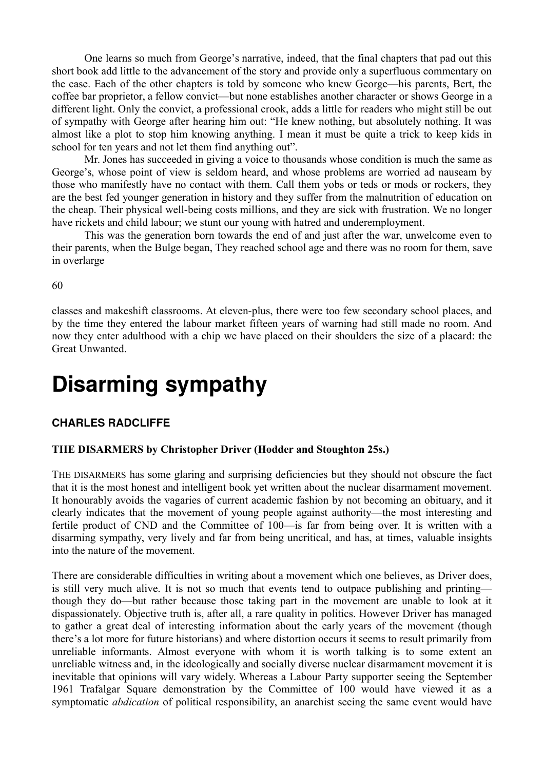One learns so much from George's narrative, indeed, that the final chapters that pad out this short book add little to the advancement of the story and provide only a superfluous commentary on the case. Each of the other chapters is told by someone who knew George—his parents, Bert, the coffee bar proprietor, a fellow convict—but none establishes another character or shows George in a different light. Only the convict, a professional crook, adds a little for readers who might still be out of sympathy with George after hearing him out: "He knew nothing, but absolutely nothing. It was almost like a plot to stop him knowing anything. I mean it must be quite a trick to keep kids in school for ten years and not let them find anything out".

Mr. Jones has succeeded in giving a voice to thousands whose condition is much the same as George's, whose point of view is seldom heard, and whose problems are worried ad nauseam by those who manifestly have no contact with them. Call them yobs or teds or mods or rockers, they are the best fed younger generation in history and they suffer from the malnutrition of education on the cheap. Their physical well-being costs millions, and they are sick with frustration. We no longer have rickets and child labour; we stunt our young with hatred and underemployment.

This was the generation born towards the end of and just after the war, unwelcome even to their parents, when the Bulge began, They reached school age and there was no room for them, save in overlarge classes and makeshift classrooms. At eleven-plus, there were too few secondary school places, and by the time they entered the labour market fifteen years of warning had still made no room. And now they enter adulthood with a chip we have placed on their shoulders the size of a placard: the Great Unwanted.

# Disarming sympathy

### CHARLES RADCLIFFE

**TIIE DISARMERS by Christopher Driver (Hodder and Stoughton 25s.)**

THE DISARMERS has some glaring and surprising deficiencies but they should not obscure the fact that it is the most honest and intelligent book yet written about the nuclear disarmament movement. It honourably avoids the vagaries of current academic fashion by not becoming an obituary, and it clearly indicates that the movement of young people against authority—the most interesting and fertile product of CND and the Committee of 100—is far from being over. It is written with a disarming sympathy, very lively and far from being uncritical, and has, at times, valuable insights into the nature of the movement.

There are considerable difficulties in writing about a movement which one believes, as Driver does, is still very much alive. It is not so much that events tend to outpace publishing and printing—though they do—but rather because those taking part in the movement are unable to look at it dispassionately. Objective truth is, after all, a rare quality in politics. However Driver has managed to gather a great deal of interesting information about the early years of the movement (though there's a lot more for future historians) and where distortion occurs it seems to result primarily from unreliable informants. Almost everyone with whom it is worth talking is to some extent an unreliable witness and, in the ideologically and socially diverse nuclear disarmament movement it is inevitable that opinions will vary widely. Whereas a Labour Party supporter seeing the September 1961 Trafalgar Square demonstration by the Committee of 100 would have viewed it as a symptomatic *abdication* of political responsibility, an anarchist seeing the same event would have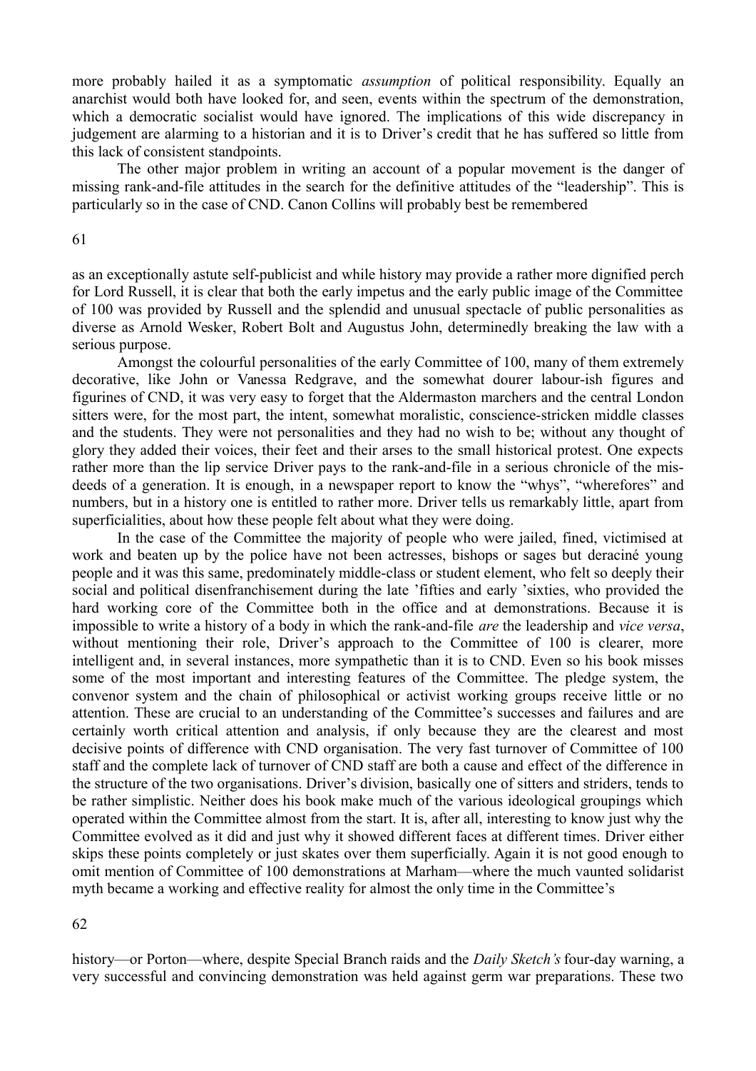more probably hailed it as a symptomatic *assumption* of political responsibility. Equally an anarchist would both have looked for, and seen, events within the spectrum of the demonstration, which a democratic socialist would have ignored. The implications of this wide discrepancy in judgement are alarming to a historian and it is to Driver's credit that he has suffered so little from this lack of consistent standpoints.

The other major problem in writing an account of a popular movement is the danger of missing rank-and-file attitudes in the search for the definitive attitudes of the "leadership". This is particularly so in the case of CND. Canon Collins will probably best be remembered as an exceptionally astute self-publicist and while history may provide a rather more dignified perch for Lord Russell, it is clear that both the early impetus and the early public image of the Committee of 100 was provided by Russell and the splendid and unusual spectacle of public personalities as diverse as Arnold Wesker, Robert Bolt and Augustus John, determinedly breaking the law with a serious purpose.

Amongst the colourful personalities of the early Committee of 100, many of them extremely decorative, like John or Vanessa Redgrave, and the somewhat dourer labour-ish figures and figurines of CND, it was very easy to forget that the Aldermaston marchers and the central London sitters were, for the most part, the intent, somewhat moralistic, conscience-stricken middle classes and the students. They were not personalities and they had no wish to be; without any thought of glory they added their voices, their feet and their arses to the small historical protest. One expects rather more than the lip service Driver pays to the rank-and-file in a serious chronicle of the misdeeds of a generation. It is enough, in a newspaper report to know the "whys", "wherefores" and numbers, but in a history one is entitled to rather more. Driver tells us remarkably little, apart from superficialities, about how these people felt about what they were doing.

In the case of the Committee the majority of people who were jailed, fined, victimised at work and beaten up by the police have not been actresses, bishops or sages but deraciné young people and it was this same, predominately middle-class or student element, who felt so deeply their social and political disenfranchisement during the late 'fifties and early 'sixties, who provided the hard working core of the Committee both in the office and at demonstrations. Because it is impossible to write a history of a body in which the rank-and-file *are* the leadership and *vice versa*, without mentioning their role, Driver's approach to the Committee of 100 is clearer, more intelligent and, in several instances, more sympathetic than it is to CND. Even so his book misses some of the most important and interesting features of the Committee. The pledge system, the convenor system and the chain of philosophical or activist working groups receive little or no attention. These are crucial to an understanding of the Committee's successes and failures and are certainly worth critical attention and analysis, if only because they are the clearest and most decisive points of difference with CND organisation. The very fast turnover of Committee of 100 staff and the complete lack of turnover of CND staff are both a cause and effect of the difference in the structure of the two organisations. Driver's division, basically one of sitters and striders, tends to be rather simplistic. Neither does his book make much of the various ideological groupings which operated within the Committee almost from the start. It is, after all, interesting to know just why the Committee evolved as it did and just why it showed different faces at different times. Driver either skips these points completely or just skates over them superficially. Again it is not good enough to omit mention of Committee of 100 demonstrations at Marham—where the much vaunted solidarist myth became a working and effective reality for almost the only time in the Committee's history—or Porton—where, despite Special Branch raids and the *Daily Sketch's* four-day warning, a very successful and convincing demonstration was held against germ war preparations. These two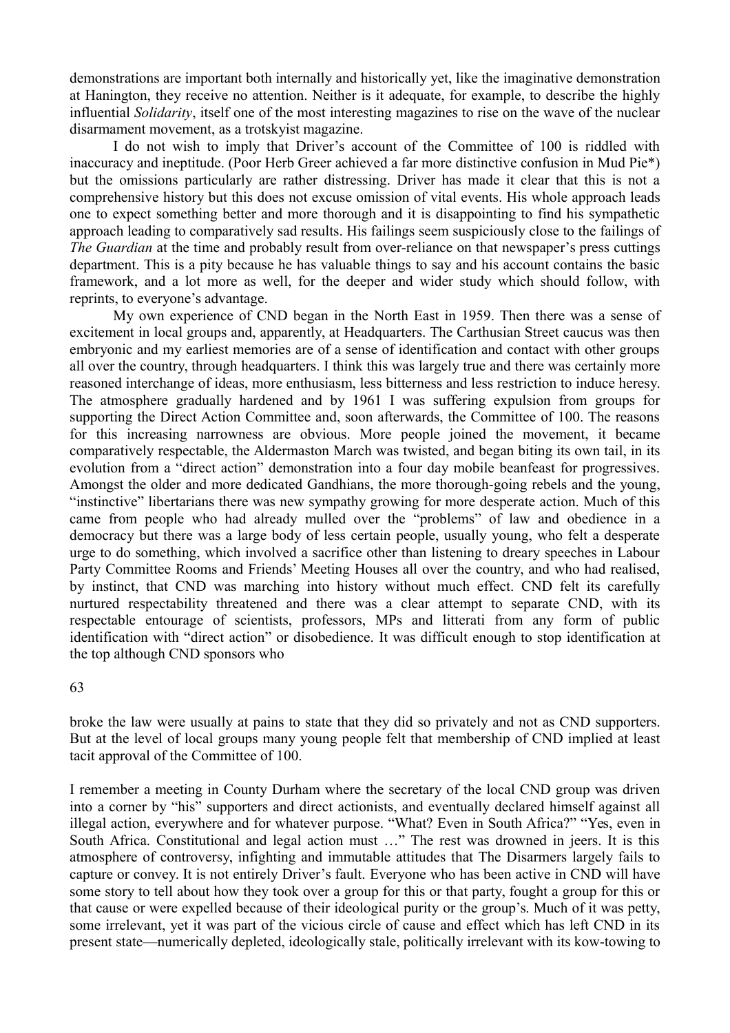demonstrations are important both internally and historically yet, like the imaginative demonstration at Hanington, they receive no attention. Neither is it adequate, for example, to describe the highly influential *Solidarity*, itself one of the most interesting magazines to rise on the wave of the nuclear disarmament movement, as a trotskyist magazine.

I do not wish to imply that Driver's account of the Committee of 100 is riddled with inaccuracy and ineptitude. (Poor Herb Greer achieved a far more distinctive confusion in Mud Pie*) but the omissions particularly are rather distressing. Driver has made it clear that this is not a comprehensive history but this does not excuse omission of vital events. His whole approach leads one to expect something better and more thorough and it is disappointing to find his sympathetic approach leading to comparatively sad results. His failings seem suspiciously close to the failings of *The Guardian* at the time and probably result from over-reliance on that newspaper's press cuttings department. This is a pity because he has valuable things to say and his account contains the basic framework, and a lot more as well, for the deeper and wider study which should follow, with reprints, to everyone's advantage.

My own experience of CND began in the North East in 1959. Then there was a sense of excitement in local groups and, apparently, at Headquarters. The Carthusian Street caucus was then embryonic and my earliest memories are of a sense of identification and contact with other groups all over the country, through headquarters. I think this was largely true and there was certainly more reasoned interchange of ideas, more enthusiasm, less bitterness and less restriction to induce heresy. The atmosphere gradually hardened and by 1961 I was suffering expulsion from groups for supporting the Direct Action Committee and, soon afterwards, the Committee of 100. The reasons for this increasing narrowness are obvious. More people joined the movement, it became comparatively respectable, the Aldermaston March was twisted, and began biting its own tail, in its evolution from a "direct action" demonstration into a four day mobile beanfeast for progressives. Amongst the older and more dedicated Gandhians, the more thorough-going rebels and the young, "instinctive" libertarians there was new sympathy growing for more desperate action. Much of this came from people who had already mulled over the "problems" of law and obedience in a democracy but there was a large body of less certain people, usually young, who felt a desperate urge to do something, which involved a sacrifice other than listening to dreary speeches in Labour Party Committee Rooms and Friends' Meeting Houses all over the country, and who had realised, by instinct, that CND was marching into history without much effect. CND felt its carefully nurtured respectability threatened and there was a clear attempt to separate CND, with its respectable entourage of scientists, professors, MPs and litterati from any form of public identification with "direct action" or disobedience. It was difficult enough to stop identification at the top although CND sponsors who broke the law were usually at pains to state that they did so privately and not as CND supporters. But at the level of local groups many young people felt that membership of CND implied at least tacit approval of the Committee of 100.

I remember a meeting in County Durham where the secretary of the local CND group was driven into a corner by "his" supporters and direct actionists, and eventually declared himself against all illegal action, everywhere and for whatever purpose. "What? Even in South Africa?" "Yes, even in South Africa. Constitutional and legal action must …" The rest was drowned in jeers. It is this atmosphere of controversy, infighting and immutable attitudes that The Disarmers largely fails to capture or convey. It is not entirely Driver's fault. Everyone who has been active in CND will have some story to tell about how they took over a group for this or that party, fought a group for this or that cause or were expelled because of their ideological purity or the group's. Much of it was petty, some irrelevant, yet it was part of the vicious circle of cause and effect which has left CND in its present state—numerically depleted, ideologically stale, politically irrelevant with its kow-towing to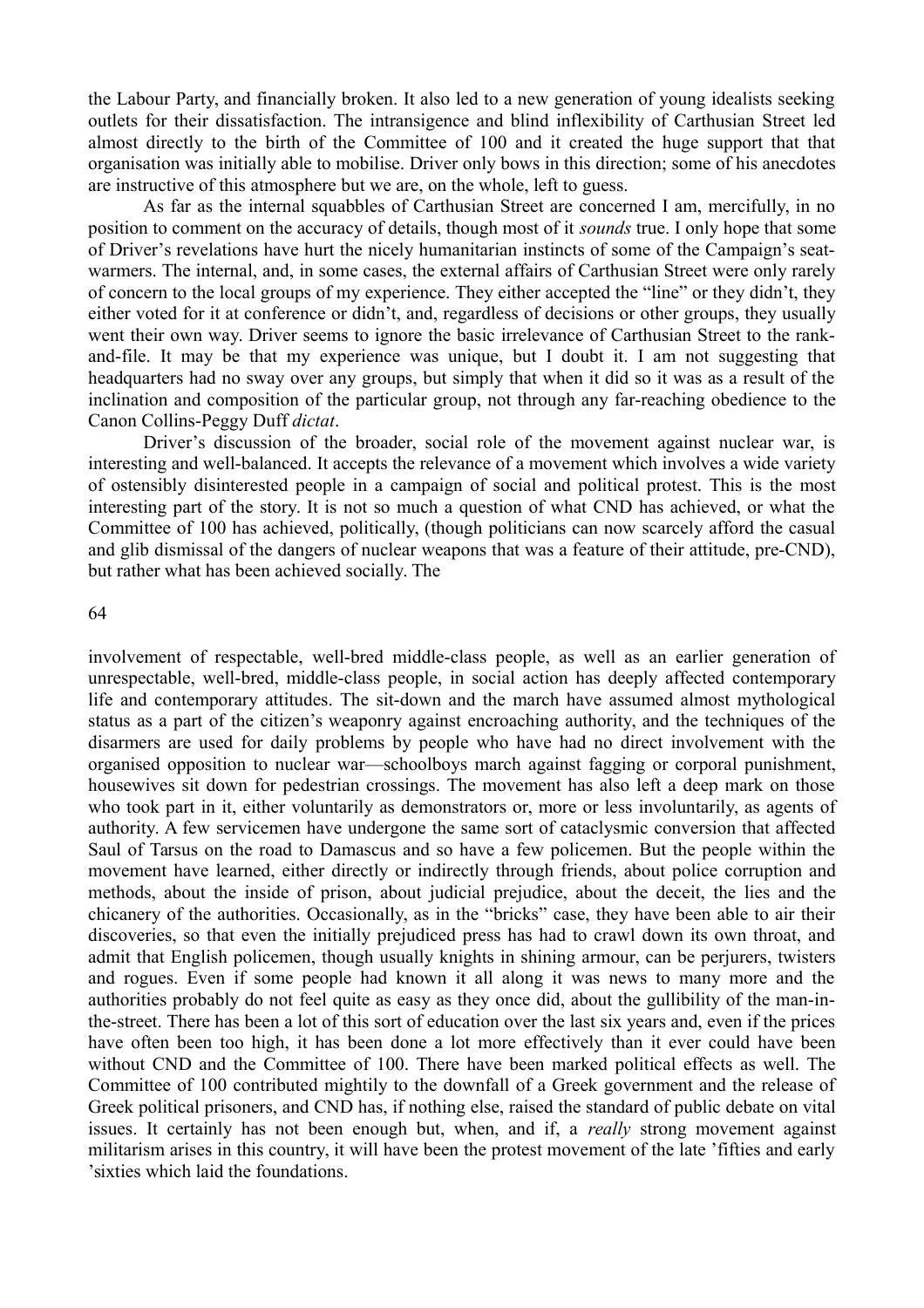the Labour Party, and financially broken. It also led to a new generation of young idealists seeking outlets for their dissatisfaction. The intransigence and blind inflexibility of Carthusian Street led almost directly to the birth of the Committee of 100 and it created the huge support that that organisation was initially able to mobilise. Driver only bows in this direction; some of his anecdotes are instructive of this atmosphere but we are, on the whole, left to guess.

As far as the internal squabbles of Carthusian Street are concerned I am, mercifully, in no position to comment on the accuracy of details, though most of it *sounds* true. I only hope that some of Driver's revelations have hurt the nicely humanitarian instincts of some of the Campaign's seat-warmers. The internal, and, in some cases, the external affairs of Carthusian Street were only rarely of concern to the local groups of my experience. They either accepted the "line" or they didn't, they either voted for it at conference or didn't, and, regardless of decisions or other groups, they usually went their own way. Driver seems to ignore the basic irrelevance of Carthusian Street to the rank-and-file. It may be that my experience was unique, but I doubt it. I am not suggesting that headquarters had no sway over any groups, but simply that when it did so it was as a result of the inclination and composition of the particular group, not through any far-reaching obedience to the Canon Collins-Peggy Duff *dictat*.

Driver's discussion of the broader, social role of the movement against nuclear war, is interesting and well-balanced. It accepts the relevance of a movement which involves a wide variety of ostensibly disinterested people in a campaign of social and political protest. This is the most interesting part of the story. It is not so much a question of what CND has achieved, or what the Committee of 100 has achieved, politically, (though politicians can now scarcely afford the casual and glib dismissal of the dangers of nuclear weapons that was a feature of their attitude, pre-CND), but rather what has been achieved socially. The involvement of respectable, well-bred middle-class people, as well as an earlier generation of unrespectable, well-bred, middle-class people, in social action has deeply affected contemporary life and contemporary attitudes. The sit-down and the march have assumed almost mythological status as a part of the citizen's weaponry against encroaching authority, and the techniques of the disarmers are used for daily problems by people who have had no direct involvement with the organised opposition to nuclear war—schoolboys march against fagging or corporal punishment, housewives sit down for pedestrian crossings. The movement has also left a deep mark on those who took part in it, either voluntarily as demonstrators or, more or less involuntarily, as agents of authority. A few servicemen have undergone the same sort of cataclysmic conversion that affected Saul of Tarsus on the road to Damascus and so have a few policemen. But the people within the movement have learned, either directly or indirectly through friends, about police corruption and methods, about the inside of prison, about judicial prejudice, about the deceit, the lies and the chicanery of the authorities. Occasionally, as in the "bricks" case, they have been able to air their discoveries, so that even the initially prejudiced press has had to crawl down its own throat, and admit that English policemen, though usually knights in shining armour, can be perjurers, twisters and rogues. Even if some people had known it all along it was news to many more and the authorities probably do not feel quite as easy as they once did, about the gullibility of the man-in-the-street. There has been a lot of this sort of education over the last six years and, even if the prices have often been too high, it has been done a lot more effectively than it ever could have been without CND and the Committee of 100. There have been marked political effects as well. The Committee of 100 contributed mightily to the downfall of a Greek government and the release of Greek political prisoners, and CND has, if nothing else, raised the standard of public debate on vital issues. It certainly has not been enough but, when, and if, a *really* strong movement against militarism arises in this country, it will have been the protest movement of the late 'fifties and early 'sixties which laid the foundations.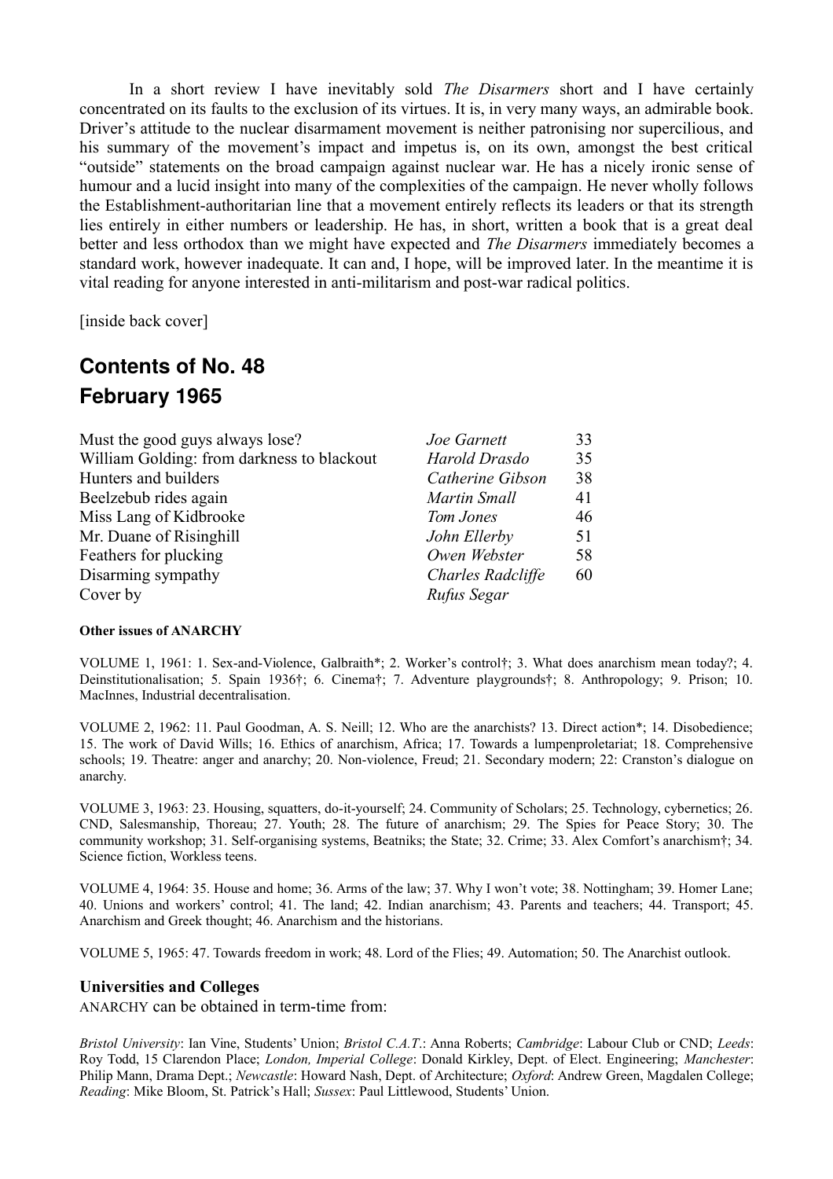In a short review I have inevitably sold *The Disarmers* short and I have certainly concentrated on its faults to the exclusion of its virtues. It is, in very many ways, an admirable book. Driver's attitude to the nuclear disarmament movement is neither patronising nor supercilious, and his summary of the movement's impact and impetus is, on its own, amongst the best critical "outside" statements on the broad campaign against nuclear war. He has a nicely ironic sense of humour and a lucid insight into many of the complexities of the campaign. He never wholly follows the Establishment-authoritarian line that a movement entirely reflects its leaders or that its strength lies entirely in either numbers or leadership. He has, in short, written a book that is a great deal better and less orthodox than we might have expected and *The Disarmers* immediately becomes a standard work, however inadequate. It can and, I hope, will be improved later. In the meantime it is vital reading for anyone interested in anti-militarism and post-war radical politics.

[inside back cover]

## Contents of No. 48
## February 1965

| | | |
|---|---|---|
| Must the good guys always lose? | *Joe Garnett* | 33 |
| William Golding: from darkness to blackout | *Harold Drasdo* | 35 |
| Hunters and builders | *Catherine Gibson* | 38 |
| Beelzebub rides again | *Martin Small* | 41 |
| Miss Lang of Kidbrooke | *Tom Jones* | 46 |
| Mr. Duane of Risinghill | *John Ellerby* | 51 |
| Feathers for plucking | *Owen Webster* | 58 |
| Disarming sympathy | *Charles Radcliffe* | 60 |
| Cover by | *Rufus Segar* | |

#### Other issues of ANARCHY

VOLUME 1, 1961: 1. Sex-and-Violence, Galbraith*; 2. Worker's control†; 3. What does anarchism mean today?; 4. Deinstitutionalisation; 5. Spain 1936†; 6. Cinema†; 7. Adventure playgrounds†; 8. Anthropology; 9. Prison; 10. MacInnes, Industrial decentralisation.

VOLUME 2, 1962: 11. Paul Goodman, A. S. Neill; 12. Who are the anarchists? 13. Direct action*; 14. Disobedience; 15. The work of David Wills; 16. Ethics of anarchism, Africa; 17. Towards a lumpenproletariat; 18. Comprehensive schools; 19. Theatre: anger and anarchy; 20. Non-violence, Freud; 21. Secondary modern; 22: Cranston's dialogue on anarchy.

VOLUME 3, 1963: 23. Housing, squatters, do-it-yourself; 24. Community of Scholars; 25. Technology, cybernetics; 26. CND, Salesmanship, Thoreau; 27. Youth; 28. The future of anarchism; 29. The Spies for Peace Story; 30. The community workshop; 31. Self-organising systems, Beatniks; the State; 32. Crime; 33. Alex Comfort's anarchism†; 34. Science fiction, Workless teens.

VOLUME 4, 1964: 35. House and home; 36. Arms of the law; 37. Why I won't vote; 38. Nottingham; 39. Homer Lane; 40. Unions and workers' control; 41. The land; 42. Indian anarchism; 43. Parents and teachers; 44. Transport; 45. Anarchism and Greek thought; 46. Anarchism and the historians.

VOLUME 5, 1965: 47. Towards freedom in work; 48. Lord of the Flies; 49. Automation; 50. The Anarchist outlook.

### Universities and Colleges

ANARCHY can be obtained in term-time from:

*Bristol University*: Ian Vine, Students' Union; *Bristol C.A.T.*: Anna Roberts; *Cambridge*: Labour Club or CND; *Leeds*: Roy Todd, 15 Clarendon Place; *London, Imperial College*: Donald Kirkley, Dept. of Elect. Engineering; *Manchester*: Philip Mann, Drama Dept.; *Newcastle*: Howard Nash, Dept. of Architecture; *Oxford*: Andrew Green, Magdalen College; *Reading*: Mike Bloom, St. Patrick's Hall; *Sussex*: Paul Littlewood, Students' Union.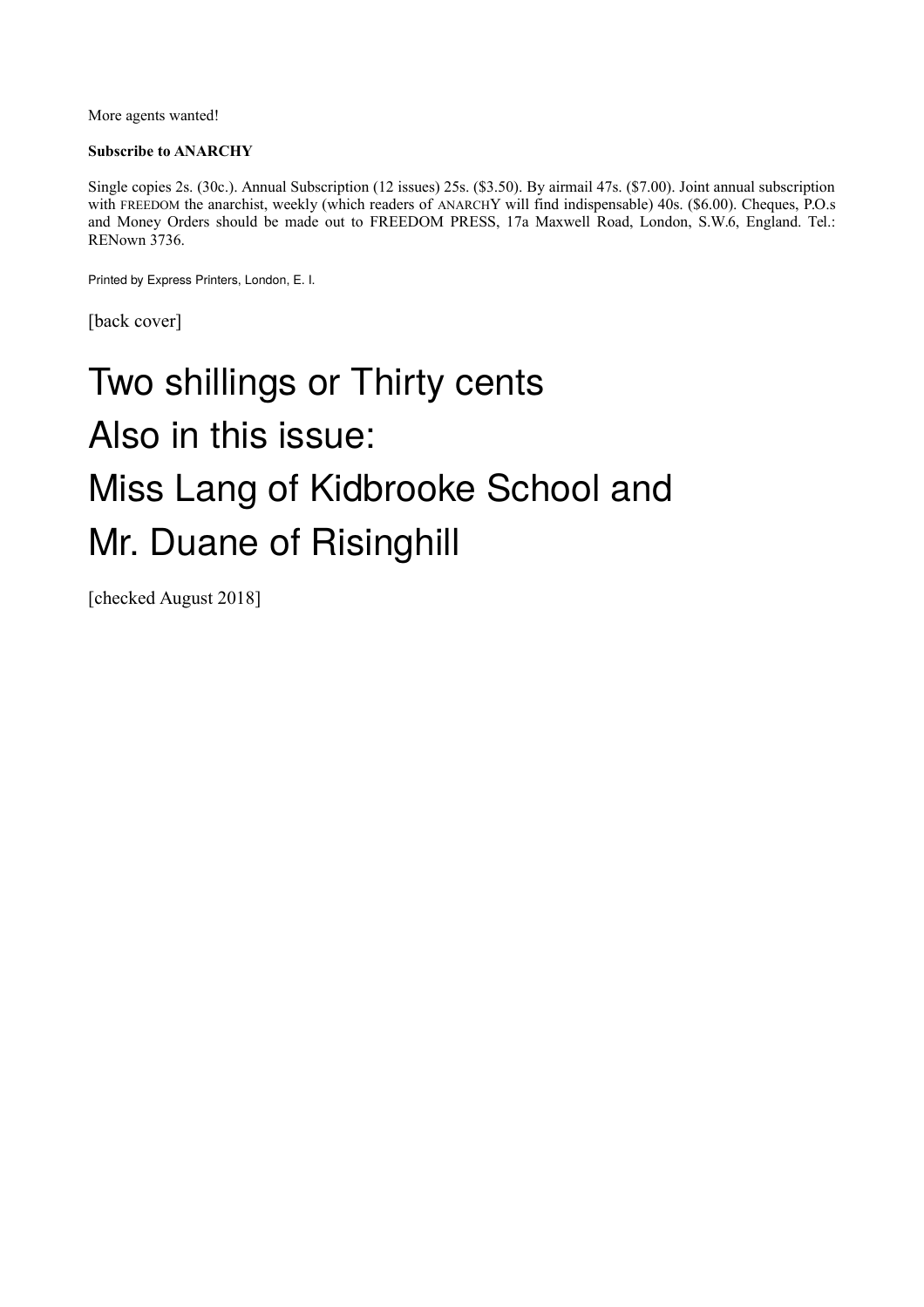More agents wanted!

**Subscribe to ANARCHY**

Single copies 2s. (30c.). Annual Subscription (12 issues) 25s. ($3.50). By airmail 47s. ($7.00). Joint annual subscription with FREEDOM the anarchist, weekly (which readers of ANARCHY will find indispensable) 40s. ($6.00). Cheques, P.O.s and Money Orders should be made out to FREEDOM PRESS, 17a Maxwell Road, London, S.W.6, England. Tel.: RENown 3736.

Printed by Express Printers, London, E. I.

[back cover]

# Two shillings or Thirty cents

# Also in this issue:

# Miss Lang of Kidbrooke School and

# Mr. Duane of Risinghill

[checked August 2018]